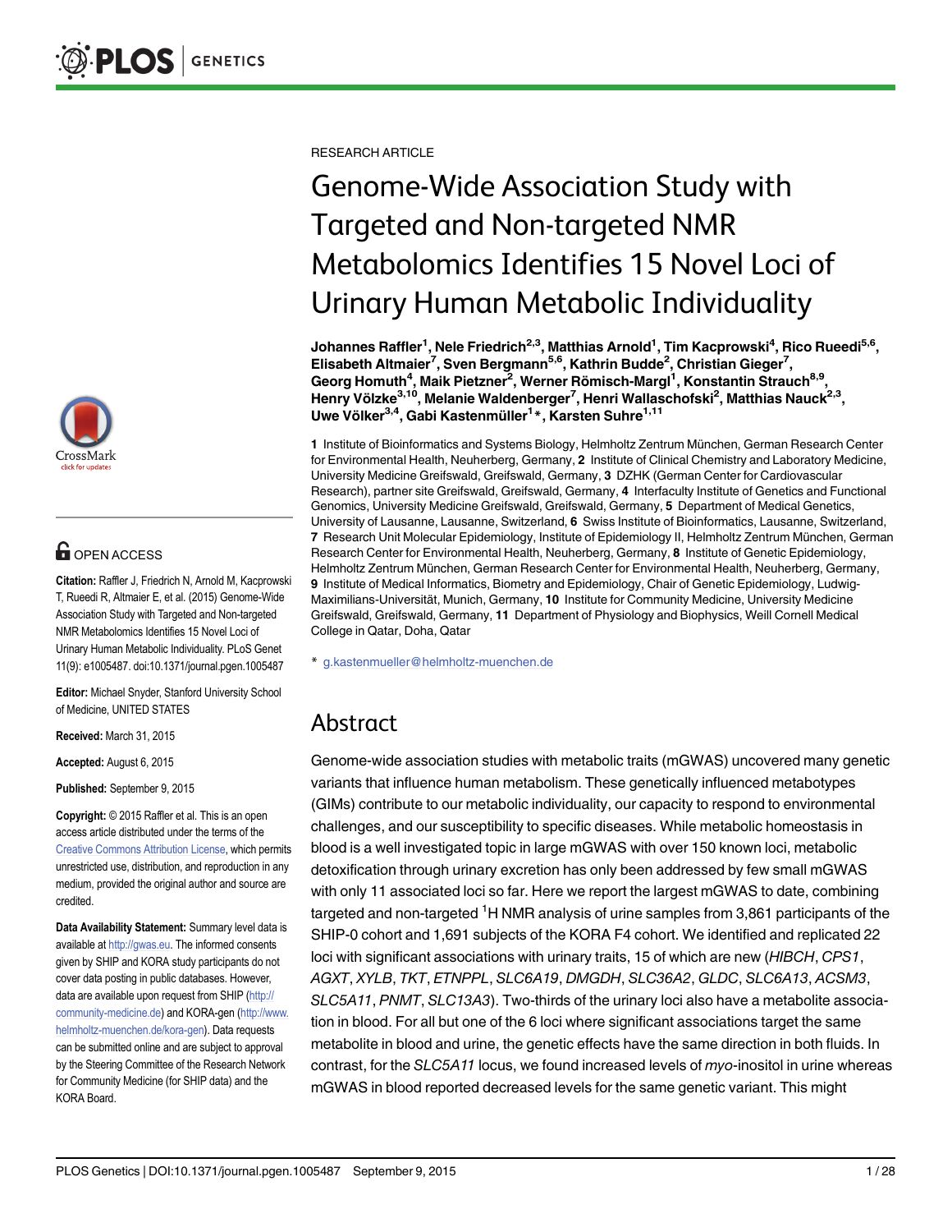RESEARCH ARTICLE

# Genome-Wide Association Study with Targeted and Non-targeted NMR Metabolomics Identifies 15 Novel Loci of Urinary Human Metabolic Individuality

**Johannes Raffler[1], Nele Friedrich[2,3], Matthias Arnold[1], Tim Kacprowski[4], Rico Rueedi[5,6], Elisabeth Altmaier[7], Sven Bergmann[5,6], Kathrin Budde[2], Christian Gieger[7], Georg Homuth[4], Maik Pietzner[2], Werner Römisch-Margl[1], Konstantin Strauch[8,9], Henry Völzke[3,10], Melanie Waldenberger[7], Henri Wallaschofski[2], Matthias Nauck[2,3], Uwe Völker[3,4], Gabi Kastenmüller[1]*, Karsten Suhre[1,11]**

**1** Institute of Bioinformatics and Systems Biology, Helmholtz Zentrum München, German Research Center for Environmental Health, Neuherberg, Germany, **2** Institute of Clinical Chemistry and Laboratory Medicine, University Medicine Greifswald, Greifswald, Germany, **3** DZHK (German Center for Cardiovascular Research), partner site Greifswald, Greifswald, Germany, **4** Interfaculty Institute of Genetics and Functional Genomics, University Medicine Greifswald, Greifswald, Germany, **5** Department of Medical Genetics, University of Lausanne, Lausanne, Switzerland, **6** Swiss Institute of Bioinformatics, Lausanne, Switzerland, **7** Research Unit Molecular Epidemiology, Institute of Epidemiology II, Helmholtz Zentrum München, German Research Center for Environmental Health, Neuherberg, Germany, **8** Institute of Genetic Epidemiology, Helmholtz Zentrum München, German Research Center for Environmental Health, Neuherberg, Germany, **9** Institute of Medical Informatics, Biometry and Epidemiology, Chair of Genetic Epidemiology, Ludwig-Maximilians-Universität, Munich, Germany, **10** Institute for Community Medicine, University Medicine Greifswald, Greifswald, Germany, **11** Department of Physiology and Biophysics, Weill Cornell Medical College in Qatar, Doha, Qatar

* g.kastenmueller@helmholtz-muenchen.de

OPEN ACCESS

**Citation:** Raffler J, Friedrich N, Arnold M, Kacprowski T, Rueedi R, Altmaier E, et al. (2015) Genome-Wide Association Study with Targeted and Non-targeted NMR Metabolomics Identifies 15 Novel Loci of Urinary Human Metabolic Individuality. PLoS Genet 11(9): e1005487. doi:10.1371/journal.pgen.1005487

**Editor:** Michael Snyder, Stanford University School of Medicine, UNITED STATES

**Received:** March 31, 2015

**Accepted:** August 6, 2015

**Published:** September 9, 2015

**Copyright:** © 2015 Raffler et al. This is an open access article distributed under the terms of the Creative Commons Attribution License, which permits unrestricted use, distribution, and reproduction in any medium, provided the original author and source are credited.

**Data Availability Statement:** Summary level data is available at http://gwas.eu. The informed consents given by SHIP and KORA study participants do not cover data posting in public databases. However, data are available upon request from SHIP (http://community-medicine.de) and KORA-gen (http://www.helmholtz-muenchen.de/kora-gen). Data requests can be submitted online and are subject to approval by the Steering Committee of the Research Network for Community Medicine (for SHIP data) and the KORA Board.

## Abstract

Genome-wide association studies with metabolic traits (mGWAS) uncovered many genetic variants that influence human metabolism. These genetically influenced metabotypes (GIMs) contribute to our metabolic individuality, our capacity to respond to environmental challenges, and our susceptibility to specific diseases. While metabolic homeostasis in blood is a well investigated topic in large mGWAS with over 150 known loci, metabolic detoxification through urinary excretion has only been addressed by few small mGWAS with only 11 associated loci so far. Here we report the largest mGWAS to date, combining targeted and non-targeted $^{1}$H NMR analysis of urine samples from 3,861 participants of the SHIP-0 cohort and 1,691 subjects of the KORA F4 cohort. We identified and replicated 22 loci with significant associations with urinary traits, 15 of which are new (*HIBCH*, *CPS1*, *AGXT*, *XYLB*, *TKT*, *ETNPPL*, *SLC6A19*, *DMGDH*, *SLC36A2*, *GLDC*, *SLC6A13*, *ACSM3*, *SLC5A11*, *PNMT*, *SLC13A3*). Two-thirds of the urinary loci also have a metabolite association in blood. For all but one of the 6 loci where significant associations target the same metabolite in blood and urine, the genetic effects have the same direction in both fluids. In contrast, for the *SLC5A11* locus, we found increased levels of *myo*-inositol in urine whereas mGWAS in blood reported decreased levels for the same genetic variant. This might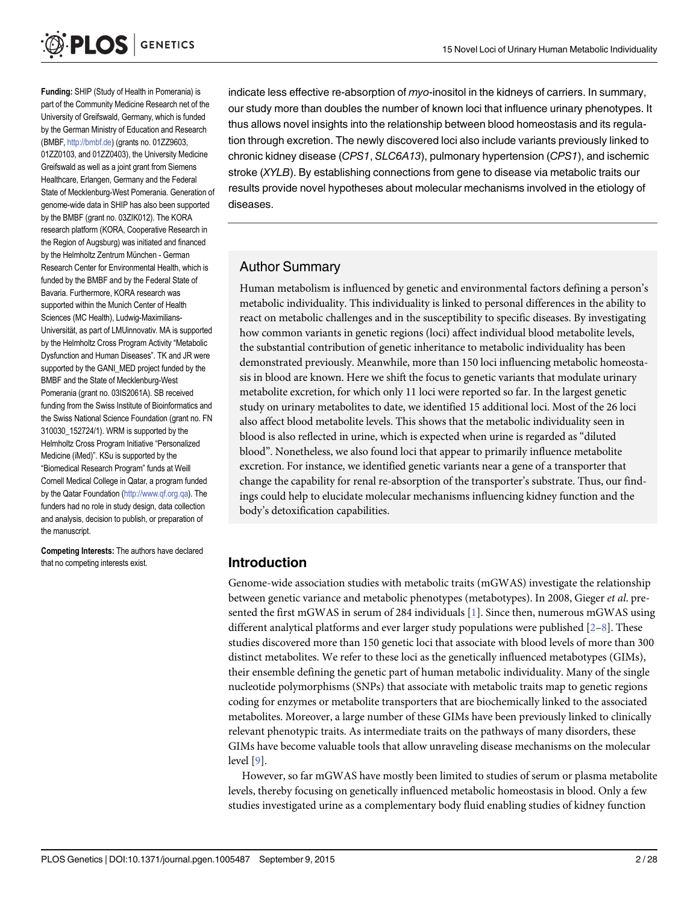**Funding:** SHIP (Study of Health in Pomerania) is part of the Community Medicine Research net of the University of Greifswald, Germany, which is funded by the German Ministry of Education and Research (BMBF, http://bmbf.de) (grants no. 01ZZ9603, 01ZZ0103, and 01ZZ0403), the University Medicine Greifswald as well as a joint grant from Siemens Healthcare, Erlangen, Germany and the Federal State of Mecklenburg-West Pomerania. Generation of genome-wide data in SHIP has also been supported by the BMBF (grant no. 03ZIK012). The KORA research platform (KORA, Cooperative Research in the Region of Augsburg) was initiated and financed by the Helmholtz Zentrum München - German Research Center for Environmental Health, which is funded by the BMBF and by the Federal State of Bavaria. Furthermore, KORA research was supported within the Munich Center of Health Sciences (MC Health), Ludwig-Maximilians-Universität, as part of LMUinnovativ. MA is supported by the Helmholtz Cross Program Activity "Metabolic Dysfunction and Human Diseases". TK and JR were supported by the GANI_MED project funded by the BMBF and the State of Mecklenburg-West Pomerania (grant no. 03IS2061A). SB received funding from the Swiss Institute of Bioinformatics and the Swiss National Science Foundation (grant no. FN 310030_152724/1). WRM is supported by the Helmholtz Cross Program Initiative "Personalized Medicine (iMed)". KSu is supported by the "Biomedical Research Program" funds at Weill Cornell Medical College in Qatar, a program funded by the Qatar Foundation (http://www.qf.org.qa). The funders had no role in study design, data collection and analysis, decision to publish, or preparation of the manuscript.

**Competing Interests:** The authors have declared that no competing interests exist.

indicate less effective re-absorption of *myo*-inositol in the kidneys of carriers. In summary, our study more than doubles the number of known loci that influence urinary phenotypes. It thus allows novel insights into the relationship between blood homeostasis and its regulation through excretion. The newly discovered loci also include variants previously linked to chronic kidney disease (*CPS1*, *SLC6A13*), pulmonary hypertension (*CPS1*), and ischemic stroke (*XYLB*). By establishing connections from gene to disease via metabolic traits our results provide novel hypotheses about molecular mechanisms involved in the etiology of diseases.

## Author Summary

Human metabolism is influenced by genetic and environmental factors defining a person's metabolic individuality. This individuality is linked to personal differences in the ability to react on metabolic challenges and in the susceptibility to specific diseases. By investigating how common variants in genetic regions (loci) affect individual blood metabolite levels, the substantial contribution of genetic inheritance to metabolic individuality has been demonstrated previously. Meanwhile, more than 150 loci influencing metabolic homeostasis in blood are known. Here we shift the focus to genetic variants that modulate urinary metabolite excretion, for which only 11 loci were reported so far. In the largest genetic study on urinary metabolites to date, we identified 15 additional loci. Most of the 26 loci also affect blood metabolite levels. This shows that the metabolic individuality seen in blood is also reflected in urine, which is expected when urine is regarded as "diluted blood". Nonetheless, we also found loci that appear to primarily influence metabolite excretion. For instance, we identified genetic variants near a gene of a transporter that change the capability for renal re-absorption of the transporter's substrate. Thus, our findings could help to elucidate molecular mechanisms influencing kidney function and the body's detoxification capabilities.

## Introduction

Genome-wide association studies with metabolic traits (mGWAS) investigate the relationship between genetic variance and metabolic phenotypes (metabotypes). In 2008, Gieger *et al.* presented the first mGWAS in serum of 284 individuals [1]. Since then, numerous mGWAS using different analytical platforms and ever larger study populations were published [2–8]. These studies discovered more than 150 genetic loci that associate with blood levels of more than 300 distinct metabolites. We refer to these loci as the genetically influenced metabotypes (GIMs), their ensemble defining the genetic part of human metabolic individuality. Many of the single nucleotide polymorphisms (SNPs) that associate with metabolic traits map to genetic regions coding for enzymes or metabolite transporters that are biochemically linked to the associated metabolites. Moreover, a large number of these GIMs have been previously linked to clinically relevant phenotypic traits. As intermediate traits on the pathways of many disorders, these GIMs have become valuable tools that allow unraveling disease mechanisms on the molecular level [9].

However, so far mGWAS have mostly been limited to studies of serum or plasma metabolite levels, thereby focusing on genetically influenced metabolic homeostasis in blood. Only a few studies investigated urine as a complementary body fluid enabling studies of kidney function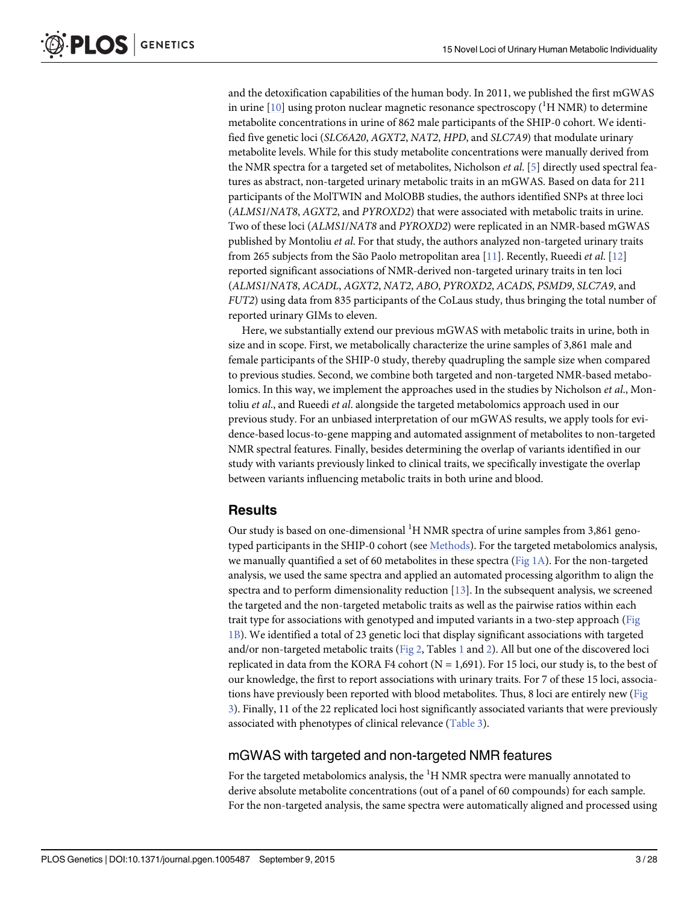and the detoxification capabilities of the human body. In 2011, we published the first mGWAS in urine [10] using proton nuclear magnetic resonance spectroscopy ($^1$H NMR) to determine metabolite concentrations in urine of 862 male participants of the SHIP-0 cohort. We identified five genetic loci (*SLC6A20*, *AGXT2*, *NAT2*, *HPD*, and *SLC7A9*) that modulate urinary metabolite levels. While for this study metabolite concentrations were manually derived from the NMR spectra for a targeted set of metabolites, Nicholson *et al.* [5] directly used spectral features as abstract, non-targeted urinary metabolic traits in an mGWAS. Based on data for 211 participants of the MolTWIN and MolOBB studies, the authors identified SNPs at three loci (*ALMS1*/*NAT8*, *AGXT2*, and *PYROXD2*) that were associated with metabolic traits in urine. Two of these loci (*ALMS1*/*NAT8* and *PYROXD2*) were replicated in an NMR-based mGWAS published by Montoliu *et al.* For that study, the authors analyzed non-targeted urinary traits from 265 subjects from the São Paolo metropolitan area [11]. Recently, Rueedi *et al.* [12] reported significant associations of NMR-derived non-targeted urinary traits in ten loci (*ALMS1*/*NAT8*, *ACADL*, *AGXT2*, *NAT2*, *ABO*, *PYROXD2*, *ACADS*, *PSMD9*, *SLC7A9*, and *FUT2*) using data from 835 participants of the CoLaus study, thus bringing the total number of reported urinary GIMs to eleven.

Here, we substantially extend our previous mGWAS with metabolic traits in urine, both in size and in scope. First, we metabolically characterize the urine samples of 3,861 male and female participants of the SHIP-0 study, thereby quadrupling the sample size when compared to previous studies. Second, we combine both targeted and non-targeted NMR-based metabolomics. In this way, we implement the approaches used in the studies by Nicholson *et al.*, Montoliu *et al.*, and Rueedi *et al.* alongside the targeted metabolomics approach used in our previous study. For an unbiased interpretation of our mGWAS results, we apply tools for evidence-based locus-to-gene mapping and automated assignment of metabolites to non-targeted NMR spectral features. Finally, besides determining the overlap of variants identified in our study with variants previously linked to clinical traits, we specifically investigate the overlap between variants influencing metabolic traits in both urine and blood.

## Results

Our study is based on one-dimensional $^1$H NMR spectra of urine samples from 3,861 genotyped participants in the SHIP-0 cohort (see Methods). For the targeted metabolomics analysis, we manually quantified a set of 60 metabolites in these spectra (Fig 1A). For the non-targeted analysis, we used the same spectra and applied an automated processing algorithm to align the spectra and to perform dimensionality reduction [13]. In the subsequent analysis, we screened the targeted and the non-targeted metabolic traits as well as the pairwise ratios within each trait type for associations with genotyped and imputed variants in a two-step approach (Fig 1B). We identified a total of 23 genetic loci that display significant associations with targeted and/or non-targeted metabolic traits (Fig 2, Tables 1 and 2). All but one of the discovered loci replicated in data from the KORA F4 cohort (N = 1,691). For 15 loci, our study is, to the best of our knowledge, the first to report associations with urinary traits. For 7 of these 15 loci, associations have previously been reported with blood metabolites. Thus, 8 loci are entirely new (Fig 3). Finally, 11 of the 22 replicated loci host significantly associated variants that were previously associated with phenotypes of clinical relevance (Table 3).

### mGWAS with targeted and non-targeted NMR features

For the targeted metabolomics analysis, the $^1$H NMR spectra were manually annotated to derive absolute metabolite concentrations (out of a panel of 60 compounds) for each sample. For the non-targeted analysis, the same spectra were automatically aligned and processed using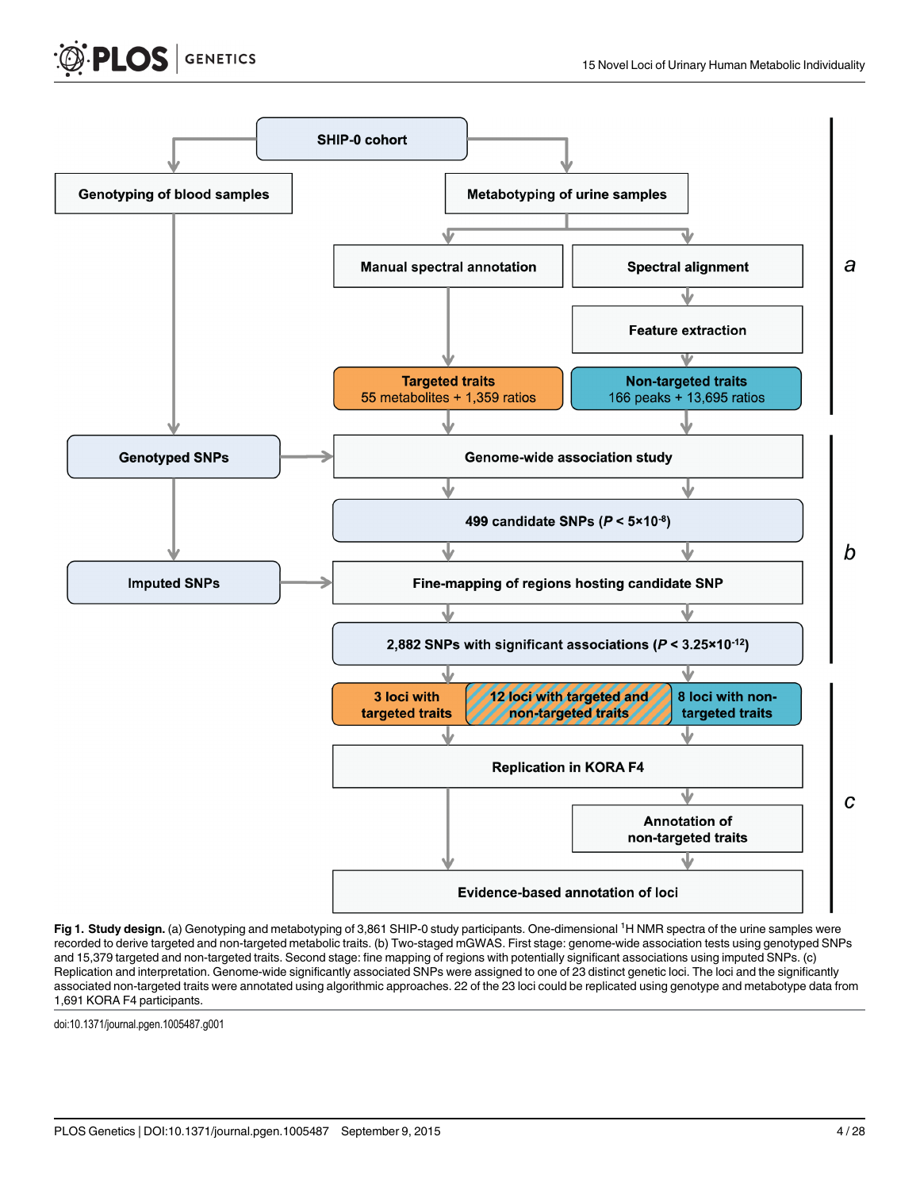**Fig 1. Study design.** (a) Genotyping and metabotyping of 3,861 SHIP-0 study participants. One-dimensional [1]H NMR spectra of the urine samples were recorded to derive targeted and non-targeted metabolic traits. (b) Two-staged mGWAS. First stage: genome-wide association tests using genotyped SNPs and 15,379 targeted and non-targeted traits. Second stage: fine mapping of regions with potentially significant associations using imputed SNPs. (c) Replication and interpretation. Genome-wide significantly associated SNPs were assigned to one of 23 distinct genetic loci. The loci and the significantly associated non-targeted traits were annotated using algorithmic approaches. 22 of the 23 loci could be replicated using genotype and metabotype data from 1,691 KORA F4 participants.

doi:10.1371/journal.pgen.1005487.g001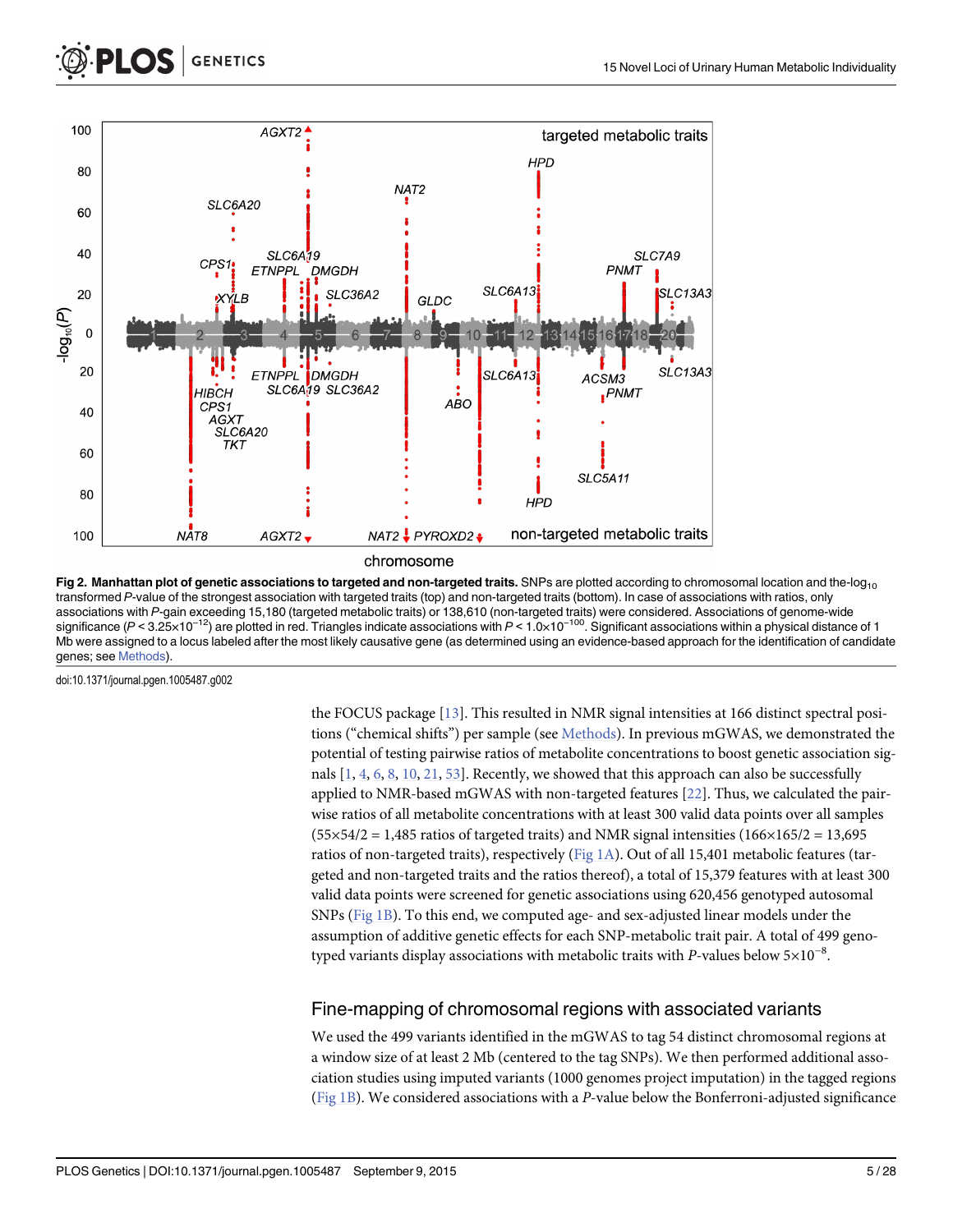**Fig 2. Manhattan plot of genetic associations to targeted and non-targeted traits.** SNPs are plotted according to chromosomal location and the-$\log_{10}$ transformed *P*-value of the strongest association with targeted traits (top) and non-targeted traits (bottom). In case of associations with ratios, only associations with *P*-gain exceeding 15,180 (targeted metabolic traits) or 138,610 (non-targeted traits) were considered. Associations of genome-wide significance ($P < 3.25\times10^{-12}$) are plotted in red. Triangles indicate associations with $P < 1.0\times10^{-100}$. Significant associations within a physical distance of 1 Mb were assigned to a locus labeled after the most likely causative gene (as determined using an evidence-based approach for the identification of candidate genes; see Methods).

doi:10.1371/journal.pgen.1005487.g002

the FOCUS package [13]. This resulted in NMR signal intensities at 166 distinct spectral positions ("chemical shifts") per sample (see Methods). In previous mGWAS, we demonstrated the potential of testing pairwise ratios of metabolite concentrations to boost genetic association signals [1, 4, 6, 8, 10, 21, 53]. Recently, we showed that this approach can also be successfully applied to NMR-based mGWAS with non-targeted features [22]. Thus, we calculated the pairwise ratios of all metabolite concentrations with at least 300 valid data points over all samples ($55\times54/2$ = 1,485 ratios of targeted traits) and NMR signal intensities ($166\times165/2$ = 13,695 ratios of non-targeted traits), respectively (Fig 1A). Out of all 15,401 metabolic features (targeted and non-targeted traits and the ratios thereof), a total of 15,379 features with at least 300 valid data points were screened for genetic associations using 620,456 genotyped autosomal SNPs (Fig 1B). To this end, we computed age- and sex-adjusted linear models under the assumption of additive genetic effects for each SNP-metabolic trait pair. A total of 499 genotyped variants display associations with metabolic traits with *P*-values below $5\times10^{-8}$.

## Fine-mapping of chromosomal regions with associated variants

We used the 499 variants identified in the mGWAS to tag 54 distinct chromosomal regions at a window size of at least 2 Mb (centered to the tag SNPs). We then performed additional association studies using imputed variants (1000 genomes project imputation) in the tagged regions (Fig 1B). We considered associations with a *P*-value below the Bonferroni-adjusted significance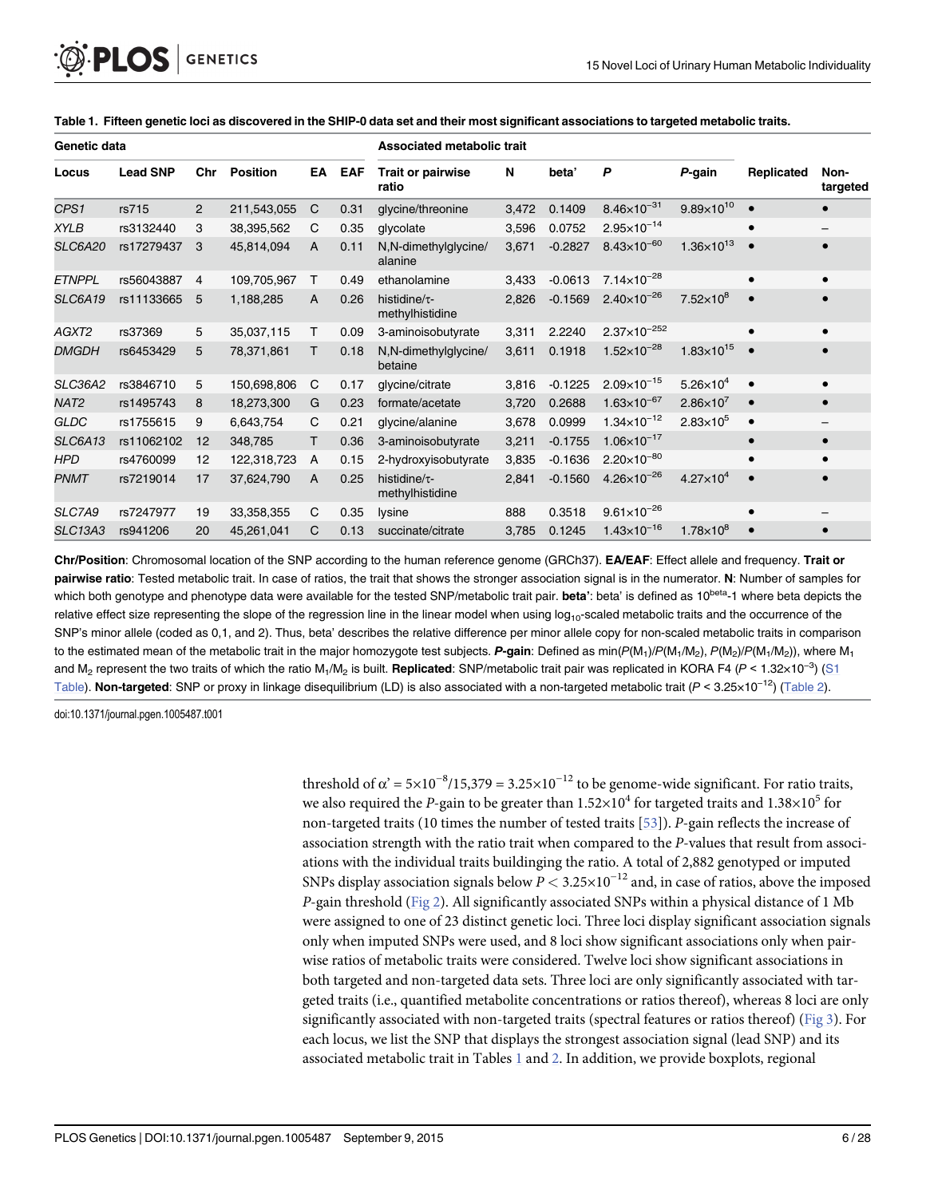**Table 1. Fifteen genetic loci as discovered in the SHIP-0 data set and their most significant associations to targeted metabolic traits.**

| Genetic data | | | | | | Associated metabolic trait | | | | | | |
|---|---|---|---|---|---|---|---|---|---|---|---|---|
| Locus | Lead SNP | Chr | Position | EA | EAF | Trait or pairwise ratio | N | beta' | *P* | *P*-gain | Replicated | Non-targeted |
| *CPS1* | rs715 | 2 | 211,543,055 | C | 0.31 | glycine/threonine | 3,472 | 0.1409 | $8.46\times10^{-31}$ | $9.89\times10^{10}$ | • | • |
| *XYLB* | rs3132440 | 3 | 38,395,562 | C | 0.35 | glycolate | 3,596 | 0.0752 | $2.95\times10^{-14}$ | | • | – |
| *SLC6A20* | rs17279437 | 3 | 45,814,094 | A | 0.11 | N,N-dimethylglycine/ alanine | 3,671 | -0.2827 | $8.43\times10^{-60}$ | $1.36\times10^{13}$ | • | • |
| *ETNPPL* | rs56043887 | 4 | 109,705,967 | T | 0.49 | ethanolamine | 3,433 | -0.0613 | $7.14\times10^{-28}$ | | • | • |
| *SLC6A19* | rs11133665 | 5 | 1,188,285 | A | 0.26 | histidine/τ-methylhistidine | 2,826 | -0.1569 | $2.40\times10^{-26}$ | $7.52\times10^{8}$ | • | • |
| *AGXT2* | rs37369 | 5 | 35,037,115 | T | 0.09 | 3-aminoisobutyrate | 3,311 | 2.2240 | $2.37\times10^{-252}$ | | • | • |
| *DMGDH* | rs6453429 | 5 | 78,371,861 | T | 0.18 | N,N-dimethylglycine/ betaine | 3,611 | 0.1918 | $1.52\times10^{-28}$ | $1.83\times10^{15}$ | • | • |
| *SLC36A2* | rs3846710 | 5 | 150,698,806 | C | 0.17 | glycine/citrate | 3,816 | -0.1225 | $2.09\times10^{-15}$ | $5.26\times10^{4}$ | • | • |
| *NAT2* | rs1495743 | 8 | 18,273,300 | G | 0.23 | formate/acetate | 3,720 | 0.2688 | $1.63\times10^{-67}$ | $2.86\times10^{7}$ | • | • |
| *GLDC* | rs1755615 | 9 | 6,643,754 | C | 0.21 | glycine/alanine | 3,678 | 0.0999 | $1.34\times10^{-12}$ | $2.83\times10^{5}$ | • | – |
| *SLC6A13* | rs11062102 | 12 | 348,785 | T | 0.36 | 3-aminoisobutyrate | 3,211 | -0.1755 | $1.06\times10^{-17}$ | | • | • |
| *HPD* | rs4760099 | 12 | 122,318,723 | A | 0.15 | 2-hydroxyisobutyrate | 3,835 | -0.1636 | $2.20\times10^{-80}$ | | • | • |
| *PNMT* | rs7219014 | 17 | 37,624,790 | A | 0.25 | histidine/τ-methylhistidine | 2,841 | -0.1560 | $4.26\times10^{-26}$ | $4.27\times10^{4}$ | • | • |
| *SLC7A9* | rs7247977 | 19 | 33,358,355 | C | 0.35 | lysine | 888 | 0.3518 | $9.61\times10^{-26}$ | | • | – |
| *SLC13A3* | rs941206 | 20 | 45,261,041 | C | 0.13 | succinate/citrate | 3,785 | 0.1245 | $1.43\times10^{-16}$ | $1.78\times10^{8}$ | • | • |

**Chr/Position**: Chromosomal location of the SNP according to the human reference genome (GRCh37). **EA/EAF**: Effect allele and frequency. **Trait or pairwise ratio**: Tested metabolic trait. In case of ratios, the trait that shows the stronger association signal is in the numerator. **N**: Number of samples for which both genotype and phenotype data were available for the tested SNP/metabolic trait pair. **beta'**: beta' is defined as $10^{beta}$-1 where beta depicts the relative effect size representing the slope of the regression line in the linear model when using $\log_{10}$-scaled metabolic traits and the occurrence of the SNP's minor allele (coded as 0,1, and 2). Thus, beta' describes the relative difference per minor allele copy for non-scaled metabolic traits in comparison to the estimated mean of the metabolic trait in the major homozygote test subjects. ***P*-gain**: Defined as $\min(P(M_1)/P(M_1/M_2), P(M_2)/P(M_1/M_2))$, where $M_1$ and $M_2$ represent the two traits of which the ratio $M_1/M_2$ is built. **Replicated**: SNP/metabolic trait pair was replicated in KORA F4 ($P < 1.32\times10^{-3}$) (S1 Table). **Non-targeted**: SNP or proxy in linkage disequilibrium (LD) is also associated with a non-targeted metabolic trait ($P < 3.25\times10^{-12}$) (Table 2).

doi:10.1371/journal.pgen.1005487.t001

threshold of $\alpha' = 5\times10^{-8}/15{,}379 = 3.25\times10^{-12}$ to be genome-wide significant. For ratio traits, we also required the *P*-gain to be greater than $1.52\times10^{4}$ for targeted traits and $1.38\times10^{5}$ for non-targeted traits (10 times the number of tested traits [53]). *P*-gain reflects the increase of association strength with the ratio trait when compared to the *P*-values that result from associations with the individual traits buildinging the ratio. A total of 2,882 genotyped or imputed SNPs display association signals below $P < 3.25\times10^{-12}$ and, in case of ratios, above the imposed *P*-gain threshold (Fig 2). All significantly associated SNPs within a physical distance of 1 Mb were assigned to one of 23 distinct genetic loci. Three loci display significant association signals only when imputed SNPs were used, and 8 loci show significant associations only when pairwise ratios of metabolic traits were considered. Twelve loci show significant associations in both targeted and non-targeted data sets. Three loci are only significantly associated with targeted traits (i.e., quantified metabolite concentrations or ratios thereof), whereas 8 loci are only significantly associated with non-targeted traits (spectral features or ratios thereof) (Fig 3). For each locus, we list the SNP that displays the strongest association signal (lead SNP) and its associated metabolic trait in Tables 1 and 2. In addition, we provide boxplots, regional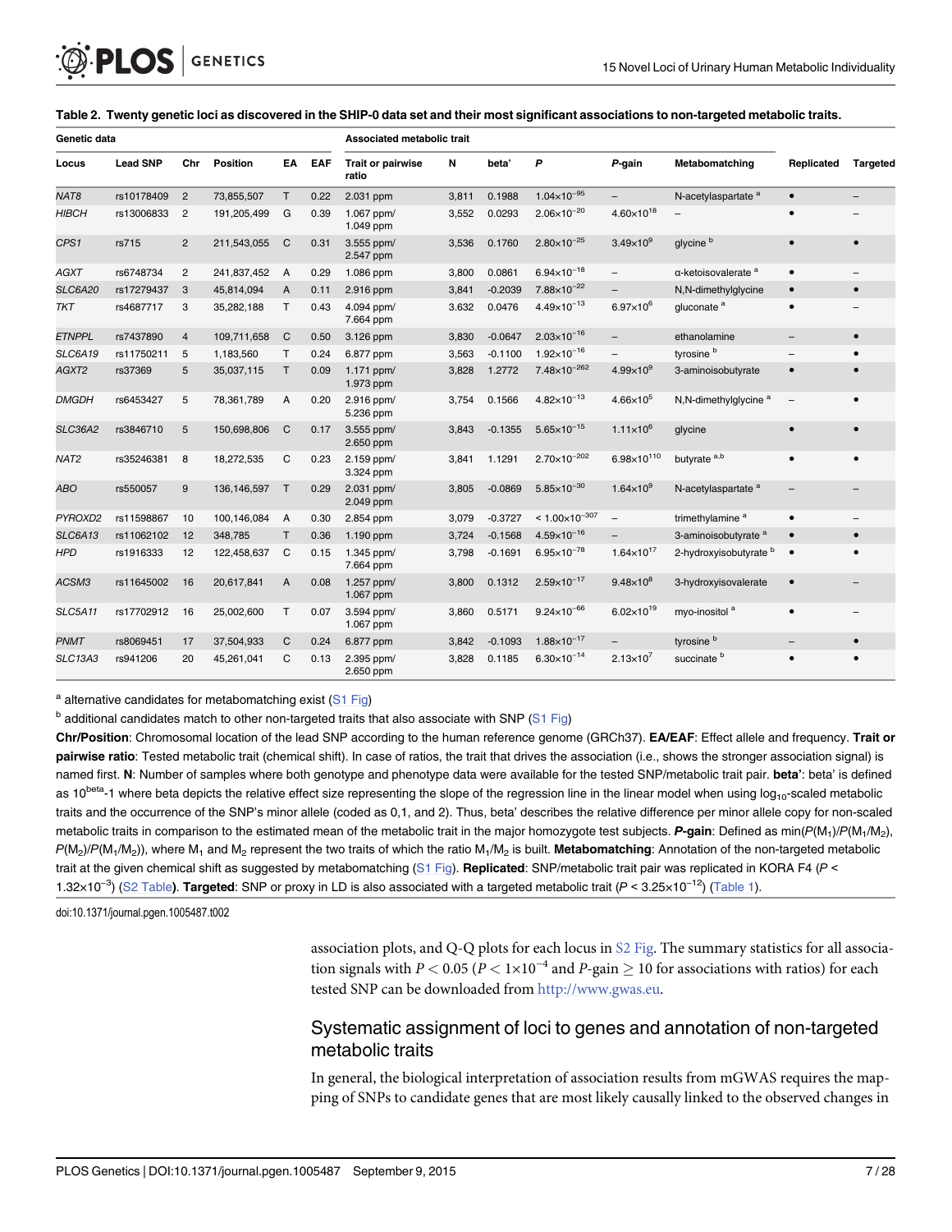**Table 2. Twenty genetic loci as discovered in the SHIP-0 data set and their most significant associations to non-targeted metabolic traits.**

| Genetic data | | | | | | Associated metabolic trait | | | | | | | |
|---|---|---|---|---|---|---|---|---|---|---|---|---|---|
| Locus | Lead SNP | Chr | Position | EA | EAF | Trait or pairwise ratio | N | beta' | *P* | *P*-gain | Metabomatching | Replicated | Targeted |
| *NAT8* | rs10178409 | 2 | 73,855,507 | T | 0.22 | 2.031 ppm | 3,811 | 0.1988 | $1.04\times10^{-95}$ | – | N-acetylaspartate [a] | • | – |
| *HIBCH* | rs13006833 | 2 | 191,205,499 | G | 0.39 | 1.067 ppm/ 1.049 ppm | 3,552 | 0.0293 | $2.06\times10^{-20}$ | $4.60\times10^{18}$ | – | • | – |
| *CPS1* | rs715 | 2 | 211,543,055 | C | 0.31 | 3.555 ppm/ 2.547 ppm | 3,536 | 0.1760 | $2.80\times10^{-25}$ | $3.49\times10^{9}$ | glycine [b] | • | • |
| *AGXT* | rs6748734 | 2 | 241,837,452 | A | 0.29 | 1.086 ppm | 3,800 | 0.0861 | $6.94\times10^{-18}$ | – | α-ketoisovalerate [a] | • | – |
| *SLC6A20* | rs17279437 | 3 | 45,814,094 | A | 0.11 | 2.916 ppm | 3,841 | -0.2039 | $7.88\times10^{-22}$ | – | N,N-dimethylglycine | • | • |
| *TKT* | rs4687717 | 3 | 35,282,188 | T | 0.43 | 4.094 ppm/ 7.664 ppm | 3.632 | 0.0476 | $4.49\times10^{-13}$ | $6.97\times10^{6}$ | gluconate [a] | • | – |
| *ETNPPL* | rs7437890 | 4 | 109,711,658 | C | 0.50 | 3.126 ppm | 3,830 | -0.0647 | $2.03\times10^{-16}$ | – | ethanolamine | – | • |
| *SLC6A19* | rs11750211 | 5 | 1,183,560 | T | 0.24 | 6.877 ppm | 3,563 | -0.1100 | $1.92\times10^{-16}$ | – | tyrosine [b] | – | • |
| *AGXT2* | rs37369 | 5 | 35,037,115 | T | 0.09 | 1.171 ppm/ 1.973 ppm | 3,828 | 1.2772 | $7.48\times10^{-262}$ | $4.99\times10^{9}$ | 3-aminoisobutyrate | • | • |
| *DMGDH* | rs6453427 | 5 | 78,361,789 | A | 0.20 | 2.916 ppm/ 5.236 ppm | 3,754 | 0.1566 | $4.82\times10^{-13}$ | $4.66\times10^{5}$ | N,N-dimethylglycine [a] | – | • |
| *SLC36A2* | rs3846710 | 5 | 150,698,806 | C | 0.17 | 3.555 ppm/ 2.650 ppm | 3,843 | -0.1355 | $5.65\times10^{-15}$ | $1.11\times10^{6}$ | glycine | • | • |
| *NAT2* | rs35246381 | 8 | 18,272,535 | C | 0.23 | 2.159 ppm/ 3.324 ppm | 3,841 | 1.1291 | $2.70\times10^{-202}$ | $6.98\times10^{110}$ | butyrate [a,b] | • | • |
| *ABO* | rs550057 | 9 | 136,146,597 | T | 0.29 | 2.031 ppm/ 2.049 ppm | 3,805 | -0.0869 | $5.85\times10^{-30}$ | $1.64\times10^{9}$ | N-acetylaspartate [a] | – | – |
| *PYROXD2* | rs11598867 | 10 | 100,146,084 | A | 0.30 | 2.854 ppm | 3,079 | -0.3727 | $< 1.00\times10^{-307}$ | – | trimethylamine [a] | • | – |
| *SLC6A13* | rs11062102 | 12 | 348,785 | T | 0.36 | 1.190 ppm | 3,724 | -0.1568 | $4.59\times10^{-16}$ | – | 3-aminoisobutyrate [a] | • | • |
| *HPD* | rs1916333 | 12 | 122,458,637 | C | 0.15 | 1.345 ppm/ 7.664 ppm | 3,798 | -0.1691 | $6.95\times10^{-78}$ | $1.64\times10^{17}$ | 2-hydroxyisobutyrate [b] | • | • |
| *ACSM3* | rs11645002 | 16 | 20,617,841 | A | 0.08 | 1.257 ppm/ 1.067 ppm | 3,800 | 0.1312 | $2.59\times10^{-17}$ | $9.48\times10^{8}$ | 3-hydroxyisovalerate | • | – |
| *SLC5A11* | rs17702912 | 16 | 25,002,600 | T | 0.07 | 3.594 ppm/ 1.067 ppm | 3,860 | 0.5171 | $9.24\times10^{-66}$ | $6.02\times10^{19}$ | myo-inositol [a] | • | – |
| *PNMT* | rs8069451 | 17 | 37,504,933 | C | 0.24 | 6.877 ppm | 3,842 | -0.1093 | $1.88\times10^{-17}$ | – | tyrosine [b] | – | • |
| *SLC13A3* | rs941206 | 20 | 45,261,041 | C | 0.13 | 2.395 ppm/ 2.650 ppm | 3,828 | 0.1185 | $6.30\times10^{-14}$ | $2.13\times10^{7}$ | succinate [b] | • | • |

[a] alternative candidates for metabomatching exist (S1 Fig)

[b] additional candidates match to other non-targeted traits that also associate with SNP (S1 Fig)

**Chr/Position**: Chromosomal location of the lead SNP according to the human reference genome (GRCh37). **EA/EAF**: Effect allele and frequency. **Trait or pairwise ratio**: Tested metabolic trait (chemical shift). In case of ratios, the trait that drives the association (i.e., shows the stronger association signal) is named first. **N**: Number of samples where both genotype and phenotype data were available for the tested SNP/metabolic trait pair. **beta'**: beta' is defined as $10^{beta}$-1 where beta depicts the relative effect size representing the slope of the regression line in the linear model when using $\log_{10}$-scaled metabolic traits and the occurrence of the SNP's minor allele (coded as 0,1, and 2). Thus, beta' describes the relative difference per minor allele copy for non-scaled metabolic traits in comparison to the estimated mean of the metabolic trait in the major homozygote test subjects. ***P*-gain**: Defined as $\min(P(M_1)/P(M_1/M_2), P(M_2)/P(M_1/M_2))$, where $M_1$ and $M_2$ represent the two traits of which the ratio $M_1/M_2$ is built. **Metabomatching**: Annotation of the non-targeted metabolic trait at the given chemical shift as suggested by metabomatching (S1 Fig). **Replicated**: SNP/metabolic trait pair was replicated in KORA F4 ($P < 1.32\times10^{-3}$) (S2 Table). **Targeted**: SNP or proxy in LD is also associated with a targeted metabolic trait ($P < 3.25\times10^{-12}$) (Table 1).

doi:10.1371/journal.pgen.1005487.t002

association plots, and Q-Q plots for each locus in S2 Fig. The summary statistics for all association signals with $P < 0.05$ ($P < 1\times10^{-4}$ and $P$-gain $\geq 10$ for associations with ratios) for each tested SNP can be downloaded from http://www.gwas.eu.

## Systematic assignment of loci to genes and annotation of non-targeted metabolic traits

In general, the biological interpretation of association results from mGWAS requires the mapping of SNPs to candidate genes that are most likely causally linked to the observed changes in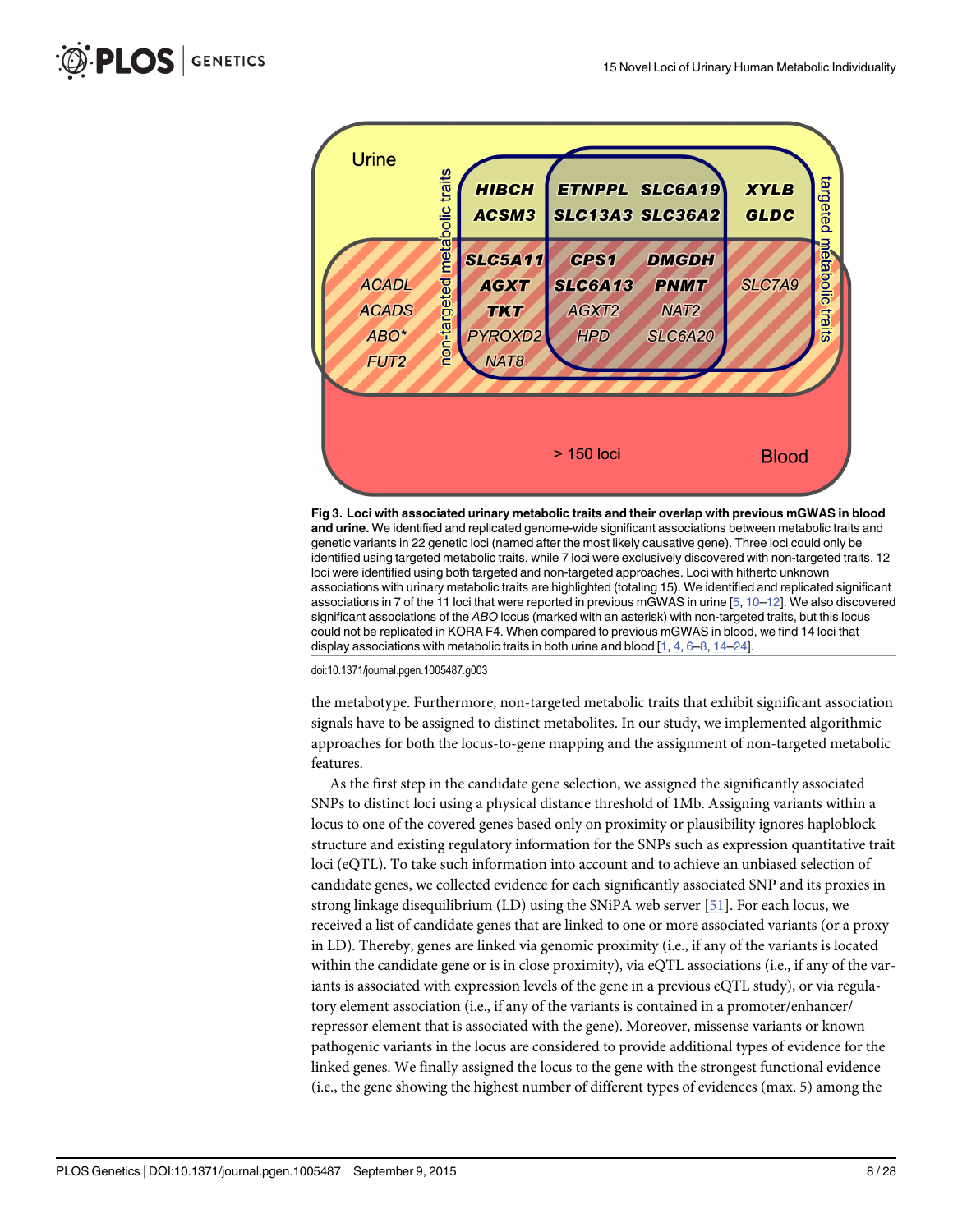Fig 3. Loci with associated urinary metabolic traits and their overlap with previous mGWAS in blood and urine. We identified and replicated genome-wide significant associations between metabolic traits and genetic variants in 22 genetic loci (named after the most likely causative gene). Three loci could only be identified using targeted metabolic traits, while 7 loci were exclusively discovered with non-targeted traits. 12 loci were identified using both targeted and non-targeted approaches. Loci with hitherto unknown associations with urinary metabolic traits are highlighted (totaling 15). We identified and replicated significant associations in 7 of the 11 loci that were reported in previous mGWAS in urine [5, 10–12]. We also discovered significant associations of the *ABO* locus (marked with an asterisk) with non-targeted traits, but this locus could not be replicated in KORA F4. When compared to previous mGWAS in blood, we find 14 loci that display associations with metabolic traits in both urine and blood [1, 4, 6–8, 14–24].

doi:10.1371/journal.pgen.1005487.g003

the metabotype. Furthermore, non-targeted metabolic traits that exhibit significant association signals have to be assigned to distinct metabolites. In our study, we implemented algorithmic approaches for both the locus-to-gene mapping and the assignment of non-targeted metabolic features.

As the first step in the candidate gene selection, we assigned the significantly associated SNPs to distinct loci using a physical distance threshold of 1Mb. Assigning variants within a locus to one of the covered genes based only on proximity or plausibility ignores haploblock structure and existing regulatory information for the SNPs such as expression quantitative trait loci (eQTL). To take such information into account and to achieve an unbiased selection of candidate genes, we collected evidence for each significantly associated SNP and its proxies in strong linkage disequilibrium (LD) using the SNiPA web server [51]. For each locus, we received a list of candidate genes that are linked to one or more associated variants (or a proxy in LD). Thereby, genes are linked via genomic proximity (i.e., if any of the variants is located within the candidate gene or is in close proximity), via eQTL associations (i.e., if any of the variants is associated with expression levels of the gene in a previous eQTL study), or via regulatory element association (i.e., if any of the variants is contained in a promoter/enhancer/repressor element that is associated with the gene). Moreover, missense variants or known pathogenic variants in the locus are considered to provide additional types of evidence for the linked genes. We finally assigned the locus to the gene with the strongest functional evidence (i.e., the gene showing the highest number of different types of evidences (max. 5) among the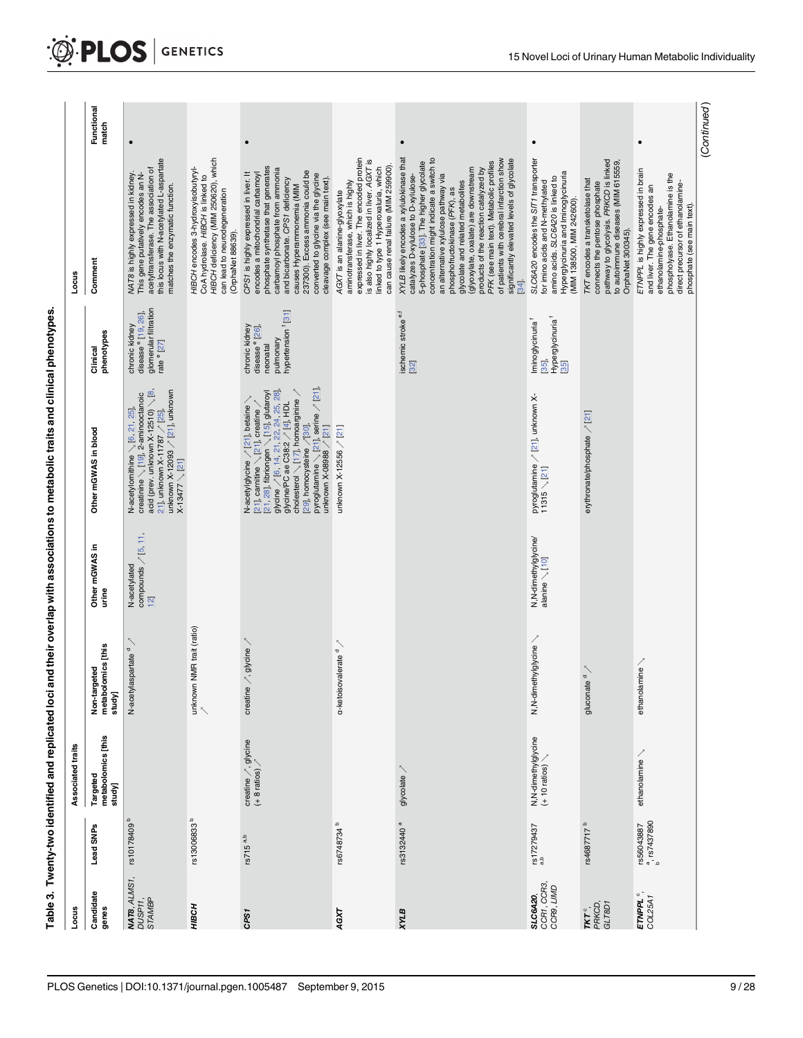**Table 3. Twenty-two identified and replicated loci and their overlap with associations to metabolic traits and clinical phenotypes.**

| Locus | | Associated traits | | | | | Locus | |
|---|---|---|---|---|---|---|---|---|
| Candidate genes | Lead SNPs | Targeted metabolomics [this study] | Non-targeted metabolomics [this study] | Other mGWAS in urine | Other mGWAS in blood | Clinical phenotypes | Comment | Functional match |
| ***NAT8***, *ALMS1*, *DUSP11*, *STAMBP* | rs10178409 [b] | | N-acetylaspartate [d] ↗ | N-acetylated compounds ↗ [5, 11, 12] | N-acetylornithine ↘ [6, 21, 25], creatinine ↘ [19], 2-aminooctanoic acid (prev. unknown X-12510) ↘ [8, 21], unknown X-11787 ↗ [25], unknown X-12093 ↗ [21], unknown X-13477 ↘ [21] | chronic kidney disease [e] [19, 26], glomerular filtration rate [e] [27] | *NAT8* is highly expressed in kidney. This gene putatively encodes an N-acetyltransferase. The association of this locus with N-acetylated L-aspartate matches the enzymatic function. | • |
| ***HIBCH*** | rs13006833 [b] | | unknown NMR trait (ratio) ↗ | | | | *HIBCH* encodes 3-hydroxyisobutyryl-CoA hydrolase. *HIBCH* is linked to *HIBCH* deficiency (MIM 250620), which can lead to neurodegeneration (OrphaNet 88639). | |
| ***CPS1*** | rs715 [a,b] | creatine ↗, glycine ↗ (+ 8 ratios) | creatine ↗, glycine ↗ | | N-acetylglycine ↗ [21], betaine ↘ [21], carnitine ↘ [21], creatine ↗ [21, 28], fibrinogen ↘ [15], glutaroyl glycine ↗ [6, 14, 21, 22, 24, 25, 28], glycine/PC ae C38:2 ↗ [4], HDL cholesterol ↘ [17], homoarginine ↗ [29], homocysteine ↗ [30], pyroglutamine ↘ [21], serine ↗ [21], unknown X-08988 ↗ [21] | chronic kidney disease [e] [26], neonatal pulmonary hypertension [f] [31] | *CPS1* is highly expressed in liver. It encodes a mitochondrial carbamoyl phosphate synthetase that generates carbamoyl phosphate from ammonia and bicarbonate. *CPS1* deficiency causes Hyperammonemia (MIM 237300). Excess ammonia could be converted to glycine via the glycine cleavage complex (see main text). | • |
| ***AGXT*** | rs6748734 [b] | | α-ketoisovalerate [d] ↗ | | unknown X-12556 ↗ [21] | | *AGXT* is an alanine-glyoxylate aminotransferase, which is highly expressed in liver. The encoded protein is also highly localized in liver. *AGXT* is linked to type 1 Hyperoxaluria, which can cause renal failure (MIM 259900). | |
| ***XYLB*** | rs3132440 [a] | glycolate ↗ | | | | ischemic stroke [e,f] [32] | *XYLB* likely encodes a xylulokinase that catalyzes D-xylulose to D-xylulose-5-phosphate [33]. The higher glycolate concentration might indicate a switch to an alternative xylulose pathway via phosphofructokinase (*PFK*), as glycolate and related metabolites (glyoxylate, oxalate) are downstream products of the reaction catalyzed by *PFK* (see main text). Metabolic profiles of patients with cerebral infarction show significantly elevated levels of glycolate [34]. | • |
| ***SLC6A20***, *CCR1*, *CCR3*, *CCR9*, *LIMD* | rs17279437 [a,b] | N,N-dimethylglycine ↘ (+ 10 ratios) | N,N-dimethylglycine ↘ | N,N-dimethylglycine/alanine ↘ [10] | pyroglutamine ↗ [21], unknown X-11315 ↘ [21] | Iminoglycinuria [f] [35], Hyperglycinuria [f] [35] | *SLC6A20* encodes the *SIT1* transporter for imino acids and N-methylated amino acids; *SLC6A20* is linked to Hyperglycinuria and Iminoglycinuria (MIM 138500, MIM 242600). | • |
| ***TKT*** [c], *PRKCD*, *GLT8D1* | rs4687717 [b] | | gluconate [d] ↗ | | erythronate/phosphate ↗ [21] | | *TKT* encodes a transketolase that connects the pentose phosphate pathway to glycolysis. *PRKCD* is linked to autoimmune diseases (MIM 615559, OrphaNet 300345). | |
| ***ETNPPL*** [c], *COL25A1* | rs56043887 [a], rs7437890 [b] | ethanolamine ↘ | ethanolamine ↘ | | | | *ETNPPL* is highly expressed in brain and liver. The gene encodes an ethanolamine-phosphate-phospholyase. Ethanolamine is the direct precursor of ethanolamine-phosphate (see main text). | • |

(Continued)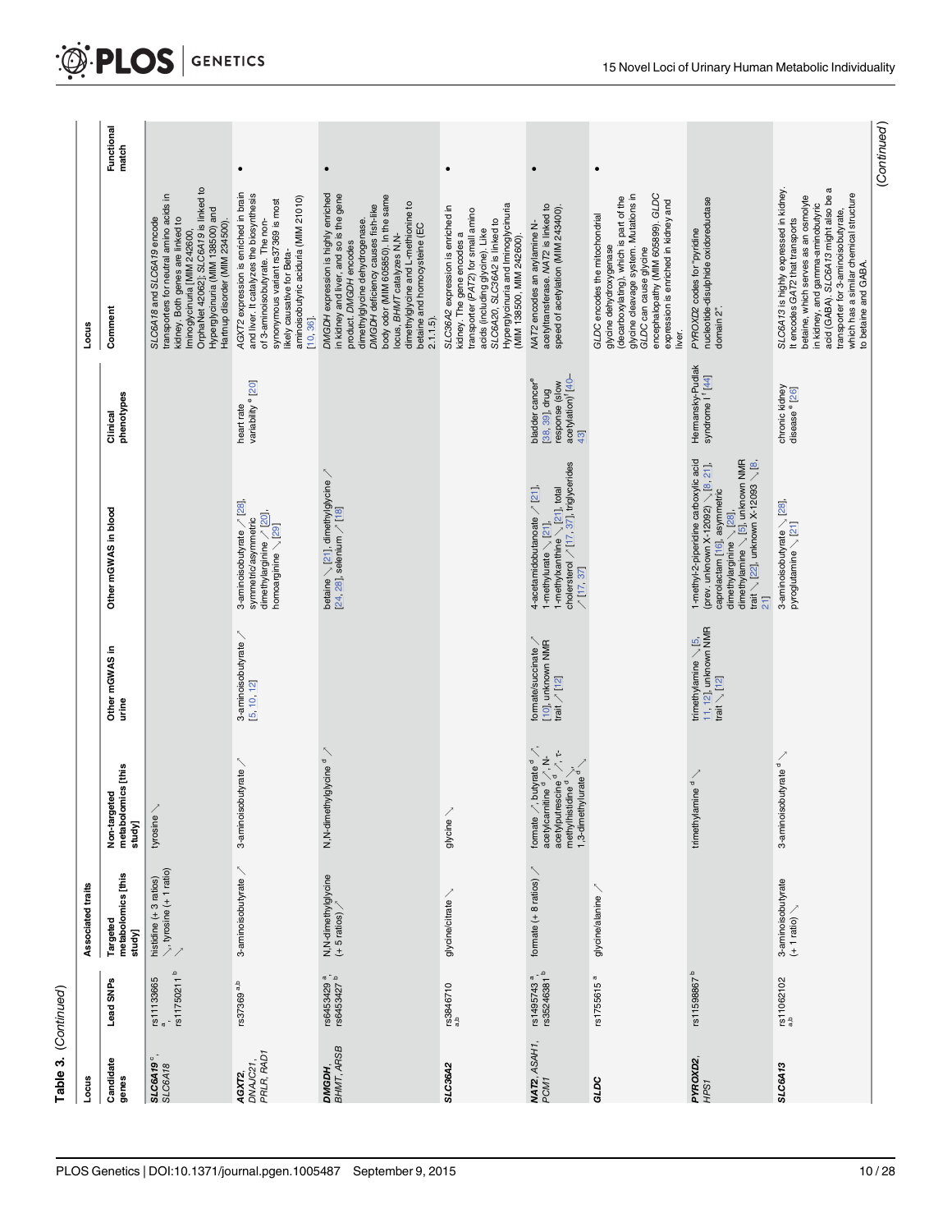Table 3. (Continued)

| Locus | | Associated traits | | | | | Locus | | |
|---|---|---|---|---|---|---|---|---|---|
| Candidate genes | Lead SNPs | Targeted metabolomics [this study] | Non-targeted metabolomics [this study] | Other mGWAS in urine | Other mGWAS in blood | Clinical phenotypes | Comment | Functional match |
| ***SLC6A19*** [c], *SLC6A18* | rs11133665 [a], rs11750211 [b] | histidine (+ 3 ratios) ↘, tyrosine (+ 1 ratio) ↗ | tyrosine ↘ | | | | *SLC6A18* and *SLC6A19* encode transporters for neutral amino acids in kidney. Both genes are linked to Iminoglycinuria [MIM 242600], OrphaNet 42062; *SLC6A19* is linked to Hyperglycinuria (MIM 138500) and Hartnup disorder (MIM 234500). | |
| ***AGXT2***, *DNAJC21*, *PRLR*, *RAD1* | rs37369 [a,b] | 3-aminoisobutyrate ↗ | 3-aminoisobutyrate ↗ | 3-aminoisobutyrate ↗ [5, 10, 12] | 3-aminoisobutyrate ↗ [28], symmetric/asymmetric dimethylarginine ↗ [20], homoarginine ↘ [29] | heart rate variability [e] [20] | *AGXT2* expression is enriched in brain and liver. It catalyzes the biosynthesis of 3-aminoisobutyrate. The non-synonymous variant rs37369 is most likely causative for Beta-aminoisobutyric aciduria (MIM 21010) [10, 36]. | • |
| ***DMGDH***, *BHMT*, *ARSB* | rs6453429 [a], rs6453427 [b] | N,N-dimethylglycine (+ 5 ratios) ↗ | N,N-dimethylglycine [d] ↗ | | betaine ↘ [21], dimethylglycine ↗ [24, 28], selenium ↗ [18] | | *DMGDH* expression is highly enriched in kidney and liver, and so is the gene product. *DMGDH* encodes dimethylglycine dehydrogenase. *DMGDH* deficiency causes fish-like body odor (MIM 605850). In the same locus, *BHMT* catalyzes N,N-dimethylglycine and L-methionine to betaine and homocysteine (EC 2.1.1.5). | • |
| ***SLC36A2*** | rs3846710 [a,b] | glycine/citrate ↘ | glycine ↘ | | | | *SLC36A2* expression is enriched in kidney. The gene encodes a transporter (*PAT2*) for small amino acids (including glycine). Like *SLC6A20*, *SLC36A2* is linked to Hyperglycinuria and Iminoglycinuria (MIM 138500, MIM 242600). | • |
| ***NAT2***, *ASAH1*, *PCM1* | rs1495743 [a], rs35246381 [b] | formate (+ 8 ratios) ↗ | formate ↗, butyrate [d] ↗, acetylcarnitine [d] ↗, N-acetylputrescine [d] ↗, τ-methylhistidine [d] ↘, 1,3-dimethylurate [d] ↘ | formate/succinate ↗ [10], unknown NMR trait ↗ [12] | 4-acetamidobutanoate ↗ [21], 1-methylurate ↘ [21], 1-methylxanthine ↘ [21], total cholesterol ↗ [17, 37], triglycerides ↗ [17, 37] | bladder cancer [e] [38, 39], drug response (slow acetylation) [f] [40–43] | *NAT2* encodes an arylamine N-acetyltransferase. *NAT2* is linked to speed of acetylation (MIM 243400). | • |
| ***GLDC*** | rs1755615 [a] | glycine/alanine ↗ | | | | | *GLDC* encodes the mitochondrial glycine dehydroxygenase (decarboxylating), which is part of the glycine cleavage system. Mutations in *GLDC* can cause glycine encephalopathy (MIM 605899). *GLDC* expression is enriched in kidney and liver. | • |
| ***PYROXD2***, *HPS1* | rs11598867 [b] | | trimethylamine [d] ↘ | trimethylamine ↘ [5, 11, 12], unknown NMR trait ↘ [12] | 1-methyl-2-piperidine carboxylic acid (prev. unknown X-12092) ↘ [8, 21], caprolactam [16], asymmetric dimethylarginine ↘ [28], dimethylamine ↘ [5], unknown NMR trait ↘ [22], unknown X-12093 ↘ [8, 21] | Hermansky-Pudlak syndrome I [f] [44] | *PYROXD2* codes for "pyridine nucleotide-disulphide oxidoreductase domain 2". | |
| ***SLC6A13*** | rs11062102 [a,b] | 3-aminoisobutyrate (+ 1 ratio) ↘ | 3-aminoisobutyrate [d] ↘ | | 3-aminoisobutyrate ↘ [28], pyroglutamine ↗ [21] | chronic kidney disease [e] [26] | *SLC6A13* is highly expressed in kidney. It encodes *GAT2* that transports betaine, which serves as an osmolyte in kidney, and gamma-aminobutyric acid (GABA). *SLC6A13* might also be a transporter for 3-aminoisobutyrate, which has a similar chemical structure to betaine and GABA. | |

(Continued)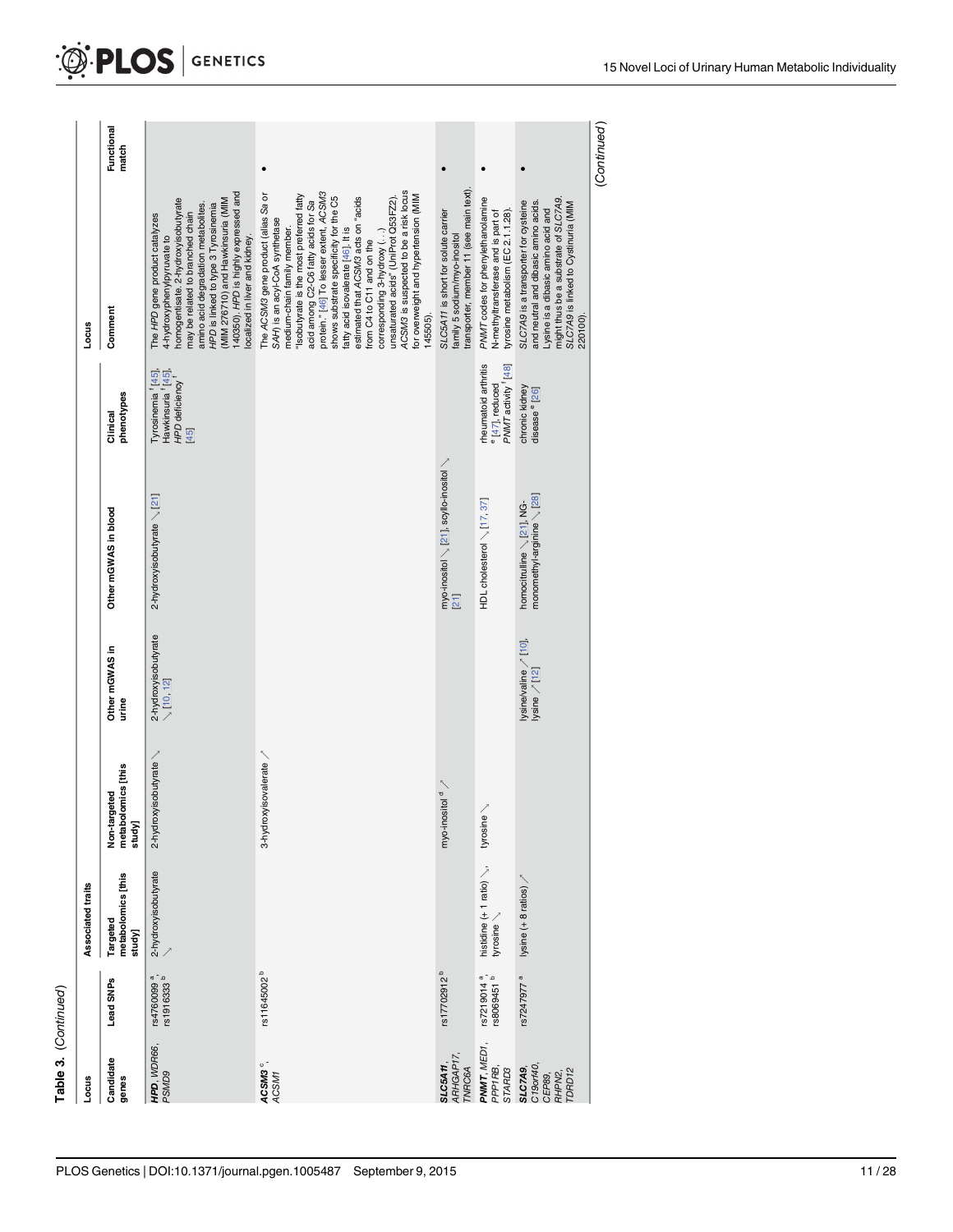Table 3. (Continued)

| Locus | | Associated traits | | | | Locus | | |
|---|---|---|---|---|---|---|---|---|
| Candidate genes | Lead SNPs | Targeted metabolomics [this study] | Non-targeted metabolomics [this study] | Other mGWAS in urine | Other mGWAS in blood | Clinical phenotypes | Comment | Functional match |
| ***HPD***, *WDR66*, *PSMD9* | rs4760099 [a], rs1916333 [b] | 2-hydroxyisobutyrate ↗ | 2-hydroxyisobutyrate ↗ | 2-hydroxyisobutyrate ↘ [10, 12] | 2-hydroxyisobutyrate ↘ [21] | Tyrosinemia [f] [45], Hawkinsuria [f] [45], *HPD* deficiency [f] [45] | The *HPD* gene product catalyzes 4-hydroxyphenylpyruvate to homogentisate. 2-hydroxyisobutyrate may be related to branched chain amino acid degradation metabolites. *HPD* is linked to type 3 Tyrosinemia (MIM 276710) and Hawkinsuria (MIM 140350). *HPD* is highly expressed and localized in liver and kidney. | |
| ***ACSM3*** [c], *ACSM1* | rs11645002 [b] | | 3-hydroxyisovalerate ↗ | | | | The *ACSM3* gene product (alias Sa or SAH) is an acyl-CoA synthetase medium-chain family member. "Isobutyrate is the most preferred fatty acid among C2-C6 fatty acids for Sa protein." [46] To lesser extent, *ACSM3* shows substrate specificity for the C5 fatty acid isovalerate [46]. It is estimated that *ACSM3* acts on "acids from C4 to C11 and on the corresponding 3-hydroxy (...) unsaturated acids" (UniProt Q53FZ2). *ACSM3* is suspected to be a risk locus for overweight and hypertension (MIM 145505). | • |
| ***SLC5A11***, *ARHGAP17*, *TNRC6A* | rs17702912 [b] | | myo-inositol [d] ↗ | | myo-inositol ↘ [21], scyllo-inositol ↗ [21] | | *SLC5A11* is short for solute carrier family 5 sodium/myo-inositol transporter, member 11 (see main text). | • |
| ***PNMT***, *MED1*, *PPP1R1B*, *STARD3* | rs7219014 [a], rs8069451 [b] | histidine (+ 1 ratio) ↘, tyrosine ↘ | tyrosine ↘ | | HDL cholesterol ↘ [17, 37] | rheumatoid arthritis [e] [47], reduced *PNMT* activity [f] [48] | *PNMT* codes for phenylethanolamine N-methyltransferase and is part of tyrosine metabolism (EC 2.1.1.28). | • |
| ***SLC7A9***, *C19orf40*, *CEP89*, *RHPN2*, *TDRD12* | rs7247977 [a] | lysine (+ 8 ratios) ↗ | | lysine/valine ↗ [10], lysine ↗ [12] | homocitrulline ↘ [21], NG-monomethyl-arginine ↘ [28] | chronic kidney disease [e] [26] | *SLC7A9* is a transporter for cysteine and neutral and dibasic amino acids. Lysine is a dibasic amino acid and might thus be a substrate of *SLC7A9*. *SLC7A9* is linked to Cystinuria (MIM 220100). | • |

(Continued)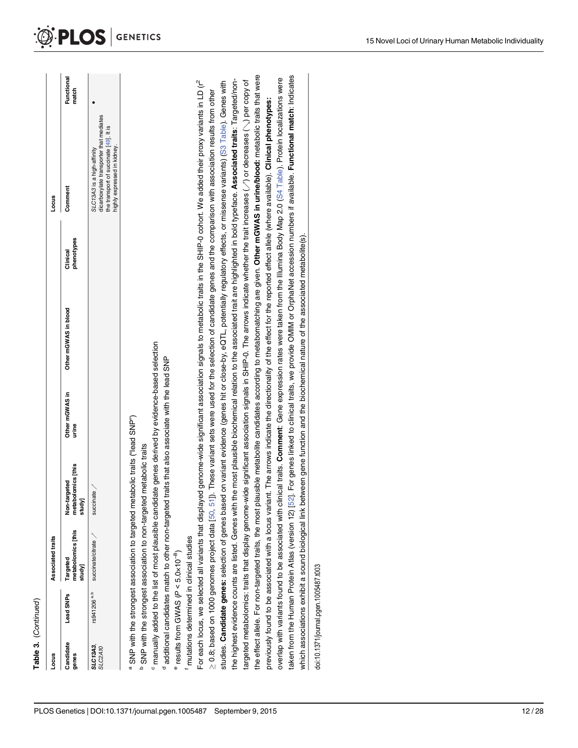**Table 3.** (Continued)

| Locus | | Associated traits | | | | | Locus | |
|---|---|---|---|---|---|---|---|---|
| Candidate genes | Lead SNPs | Targeted metabolomics [this study] | Non-targeted metabolomics [this study] | Other mGWAS in urine | Other mGWAS in blood | Clinical phenotypes | Comment | Functional match |
| ***SLC13A3***, *SLC2A10* | rs941206 [a, b] | succinate/citrate ↗ | succinate ↗ | | | | *SLC13A3* is a high-affinity dicarboxylate transporter that mediates the transport of succinate [49]. It is highly expressed in kidney. | • |

[a] SNP with the strongest association to targeted metabolic traits ("lead SNP")

[b] SNP with the strongest association to non-targeted metabolic traits

[c] manually added to the list of most plausible candidate genes derived by evidence-based selection

[d] additional candidates match to other non-targeted traits that also associate with the lead SNP

[e] results from GWAS ($P < 5.0\times10^{-8}$)

[f] mutations determined in clinical studies

For each locus, we selected all variants that displayed genome-wide significant association signals to metabolic traits in the SHIP-0 cohort. We added their proxy variants in LD ($r^2 \geq 0.8$; based on 1000 genomes project data [50, 51]). These variant sets were used for the selection of candidate genes and the comparison with association results from other studies. **Candidate genes:** selection of genes based on variant evidence (genes hit or close-by, eQTL, potentially regulatory effects, or missense variants) (S3 Table). Genes with the highest evidence counts are listed. Genes with the most plausible biochemical relation to the associated trait are highlighted in bold typeface. **Associated traits**: Targeted/non-targeted metabolomics: traits that display genome-wide significant association signals in SHIP-0. The arrows indicate whether the trait increases (↗) or decreases (↘) per copy of the effect allele. For non-targeted traits, the most plausible metabolite candidates according to metabomatching are given. **Other mGWAS in urine/blood:** metabolic traits that were previously found to be associated with a locus variant. The arrows indicate the directionality of the effect for the reported effect allele (where available). **Clinical phenotypes:** overlap with variants found to be associated with clinical traits. **Comment:** Gene expression rates were taken from the Illumina Body Map 2.0 (S4 Table). Protein localizations were taken from the Human Protein Atlas (version 12) [52]. For genes linked to clinical traits, we provide OMIM or OrphaNet accession numbers if available. **Functional match:** Indicates which associations exhibit a sound biological link between gene function and the biochemical nature of the associated metabolite(s).

doi:10.1371/journal.pgen.1005487.t003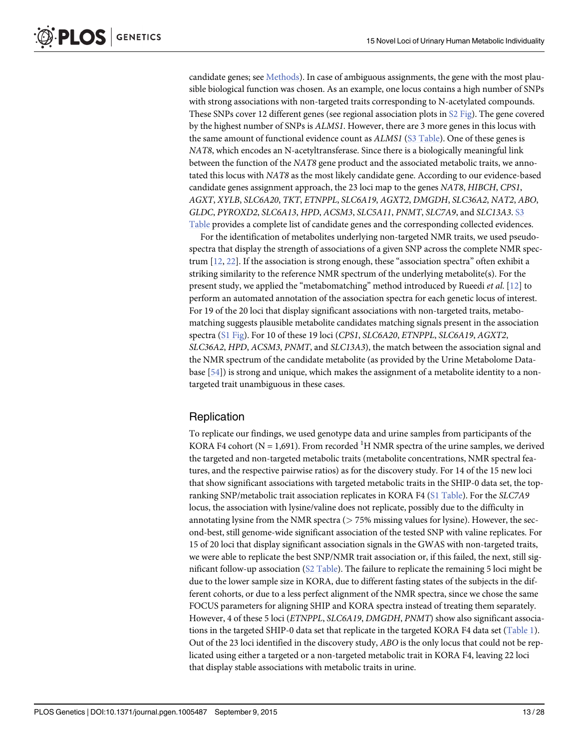candidate genes; see Methods). In case of ambiguous assignments, the gene with the most plausible biological function was chosen. As an example, one locus contains a high number of SNPs with strong associations with non-targeted traits corresponding to N-acetylated compounds. These SNPs cover 12 different genes (see regional association plots in S2 Fig). The gene covered by the highest number of SNPs is *ALMS1*. However, there are 3 more genes in this locus with the same amount of functional evidence count as *ALMS1* (S3 Table). One of these genes is *NAT8*, which encodes an N-acetyltransferase. Since there is a biologically meaningful link between the function of the *NAT8* gene product and the associated metabolic traits, we annotated this locus with *NAT8* as the most likely candidate gene. According to our evidence-based candidate genes assignment approach, the 23 loci map to the genes *NAT8*, *HIBCH*, *CPS1*, *AGXT*, *XYLB*, *SLC6A20*, *TKT*, *ETNPPL*, *SLC6A19*, *AGXT2*, *DMGDH*, *SLC36A2*, *NAT2*, *ABO*, *GLDC*, *PYROXD2*, *SLC6A13*, *HPD*, *ACSM3*, *SLC5A11*, *PNMT*, *SLC7A9*, and *SLC13A3*. S3 Table provides a complete list of candidate genes and the corresponding collected evidences.

For the identification of metabolites underlying non-targeted NMR traits, we used pseudo-spectra that display the strength of associations of a given SNP across the complete NMR spectrum [12, 22]. If the association is strong enough, these "association spectra" often exhibit a striking similarity to the reference NMR spectrum of the underlying metabolite(s). For the present study, we applied the "metabomatching" method introduced by Rueedi *et al.* [12] to perform an automated annotation of the association spectra for each genetic locus of interest. For 19 of the 20 loci that display significant associations with non-targeted traits, metabomatching suggests plausible metabolite candidates matching signals present in the association spectra (S1 Fig). For 10 of these 19 loci (*CPS1*, *SLC6A20*, *ETNPPL*, *SLC6A19*, *AGXT2*, *SLC36A2*, *HPD*, *ACSM3*, *PNMT*, and *SLC13A3*), the match between the association signal and the NMR spectrum of the candidate metabolite (as provided by the Urine Metabolome Database [54]) is strong and unique, which makes the assignment of a metabolite identity to a non-targeted trait unambiguous in these cases.

## Replication

To replicate our findings, we used genotype data and urine samples from participants of the KORA F4 cohort (N = 1,691). From recorded $^1$H NMR spectra of the urine samples, we derived the targeted and non-targeted metabolic traits (metabolite concentrations, NMR spectral features, and the respective pairwise ratios) as for the discovery study. For 14 of the 15 new loci that show significant associations with targeted metabolic traits in the SHIP-0 data set, the top-ranking SNP/metabolic trait association replicates in KORA F4 (S1 Table). For the *SLC7A9* locus, the association with lysine/valine does not replicate, possibly due to the difficulty in annotating lysine from the NMR spectra (> 75% missing values for lysine). However, the second-best, still genome-wide significant association of the tested SNP with valine replicates. For 15 of 20 loci that display significant association signals in the GWAS with non-targeted traits, we were able to replicate the best SNP/NMR trait association or, if this failed, the next, still significant follow-up association (S2 Table). The failure to replicate the remaining 5 loci might be due to the lower sample size in KORA, due to different fasting states of the subjects in the different cohorts, or due to a less perfect alignment of the NMR spectra, since we chose the same FOCUS parameters for aligning SHIP and KORA spectra instead of treating them separately. However, 4 of these 5 loci (*ETNPPL*, *SLC6A19*, *DMGDH*, *PNMT*) show also significant associations in the targeted SHIP-0 data set that replicate in the targeted KORA F4 data set (Table 1). Out of the 23 loci identified in the discovery study, *ABO* is the only locus that could not be replicated using either a targeted or a non-targeted metabolic trait in KORA F4, leaving 22 loci that display stable associations with metabolic traits in urine.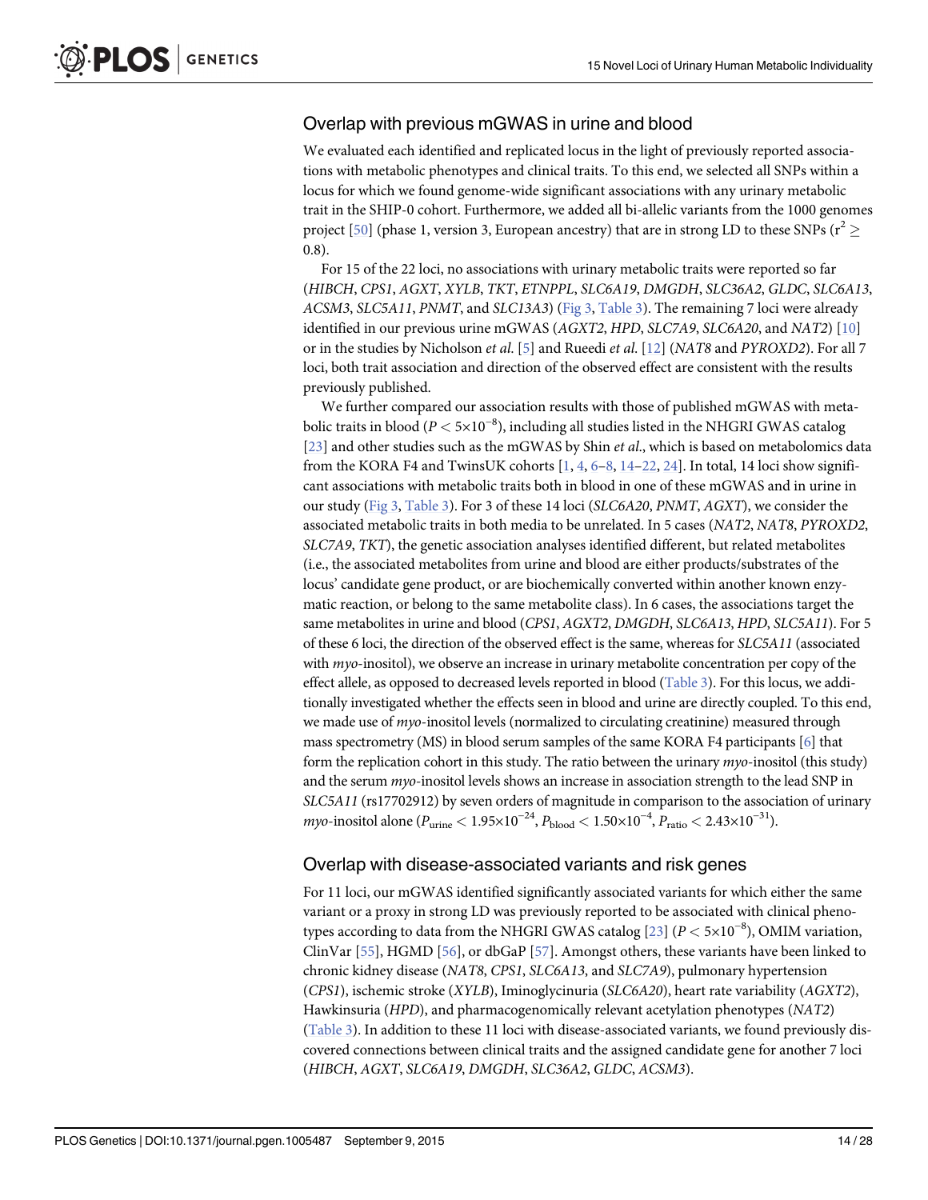## Overlap with previous mGWAS in urine and blood

We evaluated each identified and replicated locus in the light of previously reported associations with metabolic phenotypes and clinical traits. To this end, we selected all SNPs within a locus for which we found genome-wide significant associations with any urinary metabolic trait in the SHIP-0 cohort. Furthermore, we added all bi-allelic variants from the 1000 genomes project [50] (phase 1, version 3, European ancestry) that are in strong LD to these SNPs ($r^2 \geq 0.8$).

For 15 of the 22 loci, no associations with urinary metabolic traits were reported so far (*HIBCH*, *CPS1*, *AGXT*, *XYLB*, *TKT*, *ETNPPL*, *SLC6A19*, *DMGDH*, *SLC36A2*, *GLDC*, *SLC6A13*, *ACSM3*, *SLC5A11*, *PNMT*, and *SLC13A3*) (Fig 3, Table 3). The remaining 7 loci were already identified in our previous urine mGWAS (*AGXT2*, *HPD*, *SLC7A9*, *SLC6A20*, and *NAT2*) [10] or in the studies by Nicholson *et al*. [5] and Rueedi *et al*. [12] (*NAT8* and *PYROXD2*). For all 7 loci, both trait association and direction of the observed effect are consistent with the results previously published.

We further compared our association results with those of published mGWAS with metabolic traits in blood ($P < 5{\times}10^{-8}$), including all studies listed in the NHGRI GWAS catalog [23] and other studies such as the mGWAS by Shin *et al*., which is based on metabolomics data from the KORA F4 and TwinsUK cohorts [1, 4, 6–8, 14–22, 24]. In total, 14 loci show significant associations with metabolic traits both in blood in one of these mGWAS and in urine in our study (Fig 3, Table 3). For 3 of these 14 loci (*SLC6A20*, *PNMT*, *AGXT*), we consider the associated metabolic traits in both media to be unrelated. In 5 cases (*NAT2*, *NAT8*, *PYROXD2*, *SLC7A9*, *TKT*), the genetic association analyses identified different, but related metabolites (i.e., the associated metabolites from urine and blood are either products/substrates of the locus' candidate gene product, or are biochemically converted within another known enzymatic reaction, or belong to the same metabolite class). In 6 cases, the associations target the same metabolites in urine and blood (*CPS1*, *AGXT2*, *DMGDH*, *SLC6A13*, *HPD*, *SLC5A11*). For 5 of these 6 loci, the direction of the observed effect is the same, whereas for *SLC5A11* (associated with *myo*-inositol), we observe an increase in urinary metabolite concentration per copy of the effect allele, as opposed to decreased levels reported in blood (Table 3). For this locus, we additionally investigated whether the effects seen in blood and urine are directly coupled. To this end, we made use of *myo*-inositol levels (normalized to circulating creatinine) measured through mass spectrometry (MS) in blood serum samples of the same KORA F4 participants [6] that form the replication cohort in this study. The ratio between the urinary *myo*-inositol (this study) and the serum *myo*-inositol levels shows an increase in association strength to the lead SNP in *SLC5A11* (rs17702912) by seven orders of magnitude in comparison to the association of urinary *myo*-inositol alone ($P_{\text{urine}} < 1.95{\times}10^{-24}$, $P_{\text{blood}} < 1.50{\times}10^{-4}$, $P_{\text{ratio}} < 2.43{\times}10^{-31}$).

## Overlap with disease-associated variants and risk genes

For 11 loci, our mGWAS identified significantly associated variants for which either the same variant or a proxy in strong LD was previously reported to be associated with clinical phenotypes according to data from the NHGRI GWAS catalog [23] ($P < 5{\times}10^{-8}$), OMIM variation, ClinVar [55], HGMD [56], or dbGaP [57]. Amongst others, these variants have been linked to chronic kidney disease (*NAT8*, *CPS1*, *SLC6A13*, and *SLC7A9*), pulmonary hypertension (*CPS1*), ischemic stroke (*XYLB*), Iminoglycinuria (*SLC6A20*), heart rate variability (*AGXT2*), Hawkinsuria (*HPD*), and pharmacogenomically relevant acetylation phenotypes (*NAT2*) (Table 3). In addition to these 11 loci with disease-associated variants, we found previously discovered connections between clinical traits and the assigned candidate gene for another 7 loci (*HIBCH*, *AGXT*, *SLC6A19*, *DMGDH*, *SLC36A2*, *GLDC*, *ACSM3*).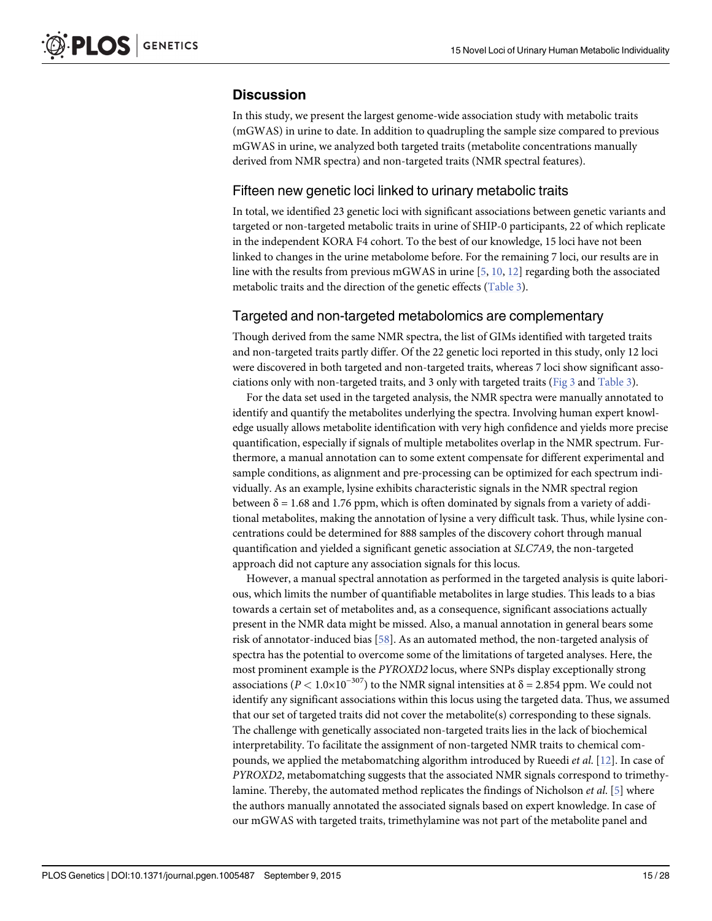## Discussion

In this study, we present the largest genome-wide association study with metabolic traits (mGWAS) in urine to date. In addition to quadrupling the sample size compared to previous mGWAS in urine, we analyzed both targeted traits (metabolite concentrations manually derived from NMR spectra) and non-targeted traits (NMR spectral features).

### Fifteen new genetic loci linked to urinary metabolic traits

In total, we identified 23 genetic loci with significant associations between genetic variants and targeted or non-targeted metabolic traits in urine of SHIP-0 participants, 22 of which replicate in the independent KORA F4 cohort. To the best of our knowledge, 15 loci have not been linked to changes in the urine metabolome before. For the remaining 7 loci, our results are in line with the results from previous mGWAS in urine [5, 10, 12] regarding both the associated metabolic traits and the direction of the genetic effects (Table 3).

### Targeted and non-targeted metabolomics are complementary

Though derived from the same NMR spectra, the list of GIMs identified with targeted traits and non-targeted traits partly differ. Of the 22 genetic loci reported in this study, only 12 loci were discovered in both targeted and non-targeted traits, whereas 7 loci show significant associations only with non-targeted traits, and 3 only with targeted traits (Fig 3 and Table 3).

For the data set used in the targeted analysis, the NMR spectra were manually annotated to identify and quantify the metabolites underlying the spectra. Involving human expert knowledge usually allows metabolite identification with very high confidence and yields more precise quantification, especially if signals of multiple metabolites overlap in the NMR spectrum. Furthermore, a manual annotation can to some extent compensate for different experimental and sample conditions, as alignment and pre-processing can be optimized for each spectrum individually. As an example, lysine exhibits characteristic signals in the NMR spectral region between $\delta = 1.68$ and $1.76$ ppm, which is often dominated by signals from a variety of additional metabolites, making the annotation of lysine a very difficult task. Thus, while lysine concentrations could be determined for 888 samples of the discovery cohort through manual quantification and yielded a significant genetic association at *SLC7A9*, the non-targeted approach did not capture any association signals for this locus.

However, a manual spectral annotation as performed in the targeted analysis is quite laborious, which limits the number of quantifiable metabolites in large studies. This leads to a bias towards a certain set of metabolites and, as a consequence, significant associations actually present in the NMR data might be missed. Also, a manual annotation in general bears some risk of annotator-induced bias [58]. As an automated method, the non-targeted analysis of spectra has the potential to overcome some of the limitations of targeted analyses. Here, the most prominent example is the *PYROXD2* locus, where SNPs display exceptionally strong associations ($P < 1.0\times10^{-307}$) to the NMR signal intensities at $\delta = 2.854$ ppm. We could not identify any significant associations within this locus using the targeted data. Thus, we assumed that our set of targeted traits did not cover the metabolite(s) corresponding to these signals. The challenge with genetically associated non-targeted traits lies in the lack of biochemical interpretability. To facilitate the assignment of non-targeted NMR traits to chemical compounds, we applied the metabomatching algorithm introduced by Rueedi *et al.* [12]. In case of *PYROXD2*, metabomatching suggests that the associated NMR signals correspond to trimethylamine. Thereby, the automated method replicates the findings of Nicholson *et al.* [5] where the authors manually annotated the associated signals based on expert knowledge. In case of our mGWAS with targeted traits, trimethylamine was not part of the metabolite panel and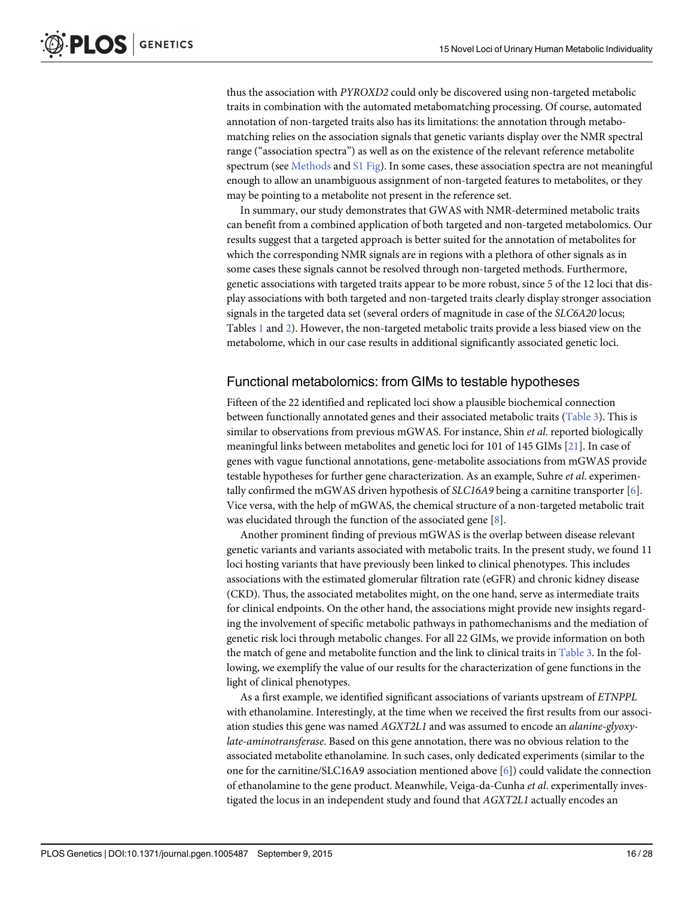thus the association with *PYROXD2* could only be discovered using non-targeted metabolic traits in combination with the automated metabomatching processing. Of course, automated annotation of non-targeted traits also has its limitations: the annotation through metabomatching relies on the association signals that genetic variants display over the NMR spectral range ("association spectra") as well as on the existence of the relevant reference metabolite spectrum (see Methods and S1 Fig). In some cases, these association spectra are not meaningful enough to allow an unambiguous assignment of non-targeted features to metabolites, or they may be pointing to a metabolite not present in the reference set.

In summary, our study demonstrates that GWAS with NMR-determined metabolic traits can benefit from a combined application of both targeted and non-targeted metabolomics. Our results suggest that a targeted approach is better suited for the annotation of metabolites for which the corresponding NMR signals are in regions with a plethora of other signals as in some cases these signals cannot be resolved through non-targeted methods. Furthermore, genetic associations with targeted traits appear to be more robust, since 5 of the 12 loci that display associations with both targeted and non-targeted traits clearly display stronger association signals in the targeted data set (several orders of magnitude in case of the *SLC6A20* locus; Tables 1 and 2). However, the non-targeted metabolic traits provide a less biased view on the metabolome, which in our case results in additional significantly associated genetic loci.

## Functional metabolomics: from GIMs to testable hypotheses

Fifteen of the 22 identified and replicated loci show a plausible biochemical connection between functionally annotated genes and their associated metabolic traits (Table 3). This is similar to observations from previous mGWAS. For instance, Shin *et al*. reported biologically meaningful links between metabolites and genetic loci for 101 of 145 GIMs [21]. In case of genes with vague functional annotations, gene-metabolite associations from mGWAS provide testable hypotheses for further gene characterization. As an example, Suhre *et al*. experimentally confirmed the mGWAS driven hypothesis of *SLC16A9* being a carnitine transporter [6]. Vice versa, with the help of mGWAS, the chemical structure of a non-targeted metabolic trait was elucidated through the function of the associated gene [8].

Another prominent finding of previous mGWAS is the overlap between disease relevant genetic variants and variants associated with metabolic traits. In the present study, we found 11 loci hosting variants that have previously been linked to clinical phenotypes. This includes associations with the estimated glomerular filtration rate (eGFR) and chronic kidney disease (CKD). Thus, the associated metabolites might, on the one hand, serve as intermediate traits for clinical endpoints. On the other hand, the associations might provide new insights regarding the involvement of specific metabolic pathways in pathomechanisms and the mediation of genetic risk loci through metabolic changes. For all 22 GIMs, we provide information on both the match of gene and metabolite function and the link to clinical traits in Table 3. In the following, we exemplify the value of our results for the characterization of gene functions in the light of clinical phenotypes.

As a first example, we identified significant associations of variants upstream of *ETNPPL* with ethanolamine. Interestingly, at the time when we received the first results from our association studies this gene was named *AGXT2L1* and was assumed to encode an *alanine-glyoxylate-aminotransferase*. Based on this gene annotation, there was no obvious relation to the associated metabolite ethanolamine. In such cases, only dedicated experiments (similar to the one for the carnitine/SLC16A9 association mentioned above [6]) could validate the connection of ethanolamine to the gene product. Meanwhile, Veiga-da-Cunha *et al*. experimentally investigated the locus in an independent study and found that *AGXT2L1* actually encodes an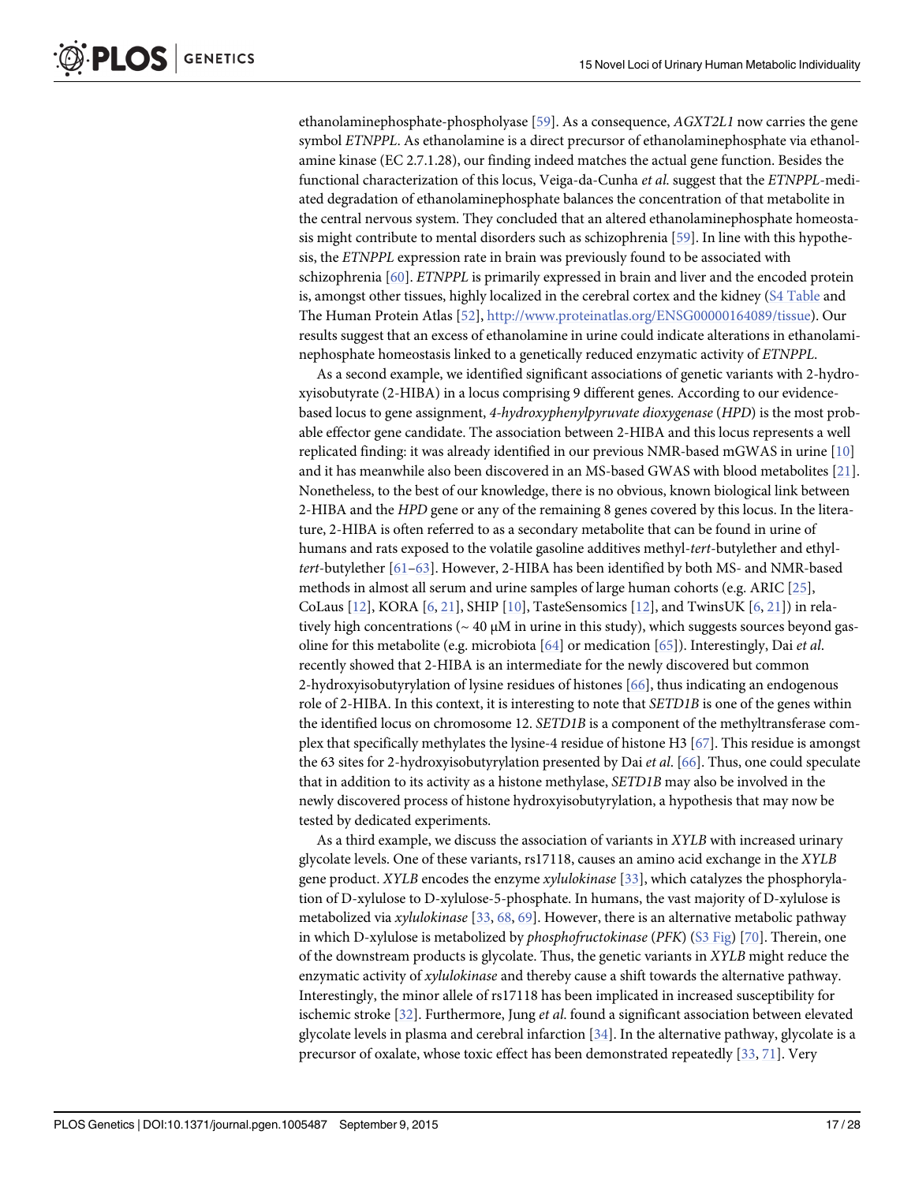ethanolaminephosphate-phospholyase [59]. As a consequence, *AGXT2L1* now carries the gene symbol *ETNPPL*. As ethanolamine is a direct precursor of ethanolaminephosphate via ethanolamine kinase (EC 2.7.1.28), our finding indeed matches the actual gene function. Besides the functional characterization of this locus, Veiga-da-Cunha *et al.* suggest that the *ETNPPL*-mediated degradation of ethanolaminephosphate balances the concentration of that metabolite in the central nervous system. They concluded that an altered ethanolaminephosphate homeostasis might contribute to mental disorders such as schizophrenia [59]. In line with this hypothesis, the *ETNPPL* expression rate in brain was previously found to be associated with schizophrenia [60]. *ETNPPL* is primarily expressed in brain and liver and the encoded protein is, amongst other tissues, highly localized in the cerebral cortex and the kidney (S4 Table and The Human Protein Atlas [52], http://www.proteinatlas.org/ENSG00000164089/tissue). Our results suggest that an excess of ethanolamine in urine could indicate alterations in ethanolaminephosphate homeostasis linked to a genetically reduced enzymatic activity of *ETNPPL*.

As a second example, we identified significant associations of genetic variants with 2-hydroxyisobutyrate (2-HIBA) in a locus comprising 9 different genes. According to our evidence-based locus to gene assignment, *4-hydroxyphenylpyruvate dioxygenase* (*HPD*) is the most probable effector gene candidate. The association between 2-HIBA and this locus represents a well replicated finding: it was already identified in our previous NMR-based mGWAS in urine [10] and it has meanwhile also been discovered in an MS-based GWAS with blood metabolites [21]. Nonetheless, to the best of our knowledge, there is no obvious, known biological link between 2-HIBA and the *HPD* gene or any of the remaining 8 genes covered by this locus. In the literature, 2-HIBA is often referred to as a secondary metabolite that can be found in urine of humans and rats exposed to the volatile gasoline additives methyl-*tert*-butylether and ethyl-*tert*-butylether [61–63]. However, 2-HIBA has been identified by both MS- and NMR-based methods in almost all serum and urine samples of large human cohorts (e.g. ARIC [25], CoLaus [12], KORA [6, 21], SHIP [10], TasteSensomics [12], and TwinsUK [6, 21]) in relatively high concentrations (~ 40 μM in urine in this study), which suggests sources beyond gasoline for this metabolite (e.g. microbiota [64] or medication [65]). Interestingly, Dai *et al.* recently showed that 2-HIBA is an intermediate for the newly discovered but common 2-hydroxyisobutyrylation of lysine residues of histones [66], thus indicating an endogenous role of 2-HIBA. In this context, it is interesting to note that *SETD1B* is one of the genes within the identified locus on chromosome 12. *SETD1B* is a component of the methyltransferase complex that specifically methylates the lysine-4 residue of histone H3 [67]. This residue is amongst the 63 sites for 2-hydroxyisobutyrylation presented by Dai *et al.* [66]. Thus, one could speculate that in addition to its activity as a histone methylase, *SETD1B* may also be involved in the newly discovered process of histone hydroxyisobutyrylation, a hypothesis that may now be tested by dedicated experiments.

As a third example, we discuss the association of variants in *XYLB* with increased urinary glycolate levels. One of these variants, rs17118, causes an amino acid exchange in the *XYLB* gene product. *XYLB* encodes the enzyme *xylulokinase* [33], which catalyzes the phosphorylation of D-xylulose to D-xylulose-5-phosphate. In humans, the vast majority of D-xylulose is metabolized via *xylulokinase* [33, 68, 69]. However, there is an alternative metabolic pathway in which D-xylulose is metabolized by *phosphofructokinase* (*PFK*) (S3 Fig) [70]. Therein, one of the downstream products is glycolate. Thus, the genetic variants in *XYLB* might reduce the enzymatic activity of *xylulokinase* and thereby cause a shift towards the alternative pathway. Interestingly, the minor allele of rs17118 has been implicated in increased susceptibility for ischemic stroke [32]. Furthermore, Jung *et al.* found a significant association between elevated glycolate levels in plasma and cerebral infarction [34]. In the alternative pathway, glycolate is a precursor of oxalate, whose toxic effect has been demonstrated repeatedly [33, 71]. Very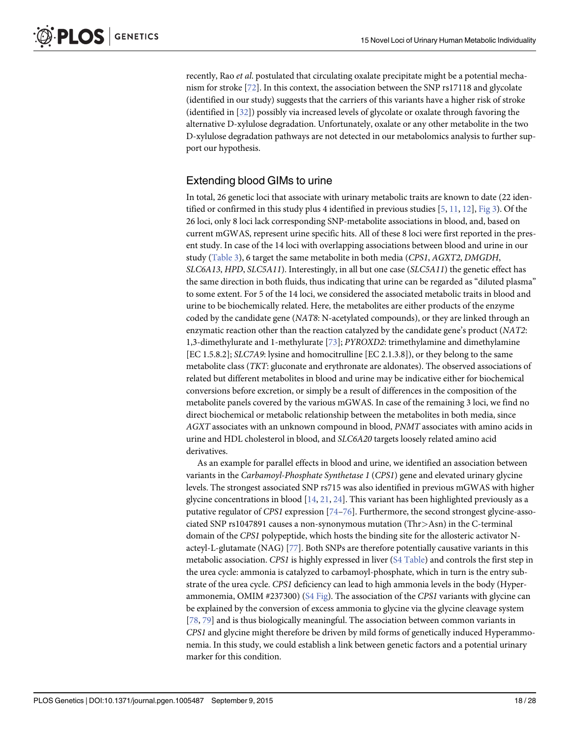recently, Rao *et al*. postulated that circulating oxalate precipitate might be a potential mechanism for stroke [72]. In this context, the association between the SNP rs17118 and glycolate (identified in our study) suggests that the carriers of this variants have a higher risk of stroke (identified in [32]) possibly via increased levels of glycolate or oxalate through favoring the alternative D-xylulose degradation. Unfortunately, oxalate or any other metabolite in the two D-xylulose degradation pathways are not detected in our metabolomics analysis to further support our hypothesis.

## Extending blood GIMs to urine

In total, 26 genetic loci that associate with urinary metabolic traits are known to date (22 identified or confirmed in this study plus 4 identified in previous studies [5, 11, 12], Fig 3). Of the 26 loci, only 8 loci lack corresponding SNP-metabolite associations in blood, and, based on current mGWAS, represent urine specific hits. All of these 8 loci were first reported in the present study. In case of the 14 loci with overlapping associations between blood and urine in our study (Table 3), 6 target the same metabolite in both media (*CPS1*, *AGXT2*, *DMGDH*, *SLC6A13*, *HPD*, *SLC5A11*). Interestingly, in all but one case (*SLC5A11*) the genetic effect has the same direction in both fluids, thus indicating that urine can be regarded as "diluted plasma" to some extent. For 5 of the 14 loci, we considered the associated metabolic traits in blood and urine to be biochemically related. Here, the metabolites are either products of the enzyme coded by the candidate gene (*NAT8*: N-acetylated compounds), or they are linked through an enzymatic reaction other than the reaction catalyzed by the candidate gene's product (*NAT2*: 1,3-dimethylurate and 1-methylurate [73]; *PYROXD2*: trimethylamine and dimethylamine [EC 1.5.8.2]; *SLC7A9*: lysine and homocitrulline [EC 2.1.3.8]), or they belong to the same metabolite class (*TKT*: gluconate and erythronate are aldonates). The observed associations of related but different metabolites in blood and urine may be indicative either for biochemical conversions before excretion, or simply be a result of differences in the composition of the metabolite panels covered by the various mGWAS. In case of the remaining 3 loci, we find no direct biochemical or metabolic relationship between the metabolites in both media, since *AGXT* associates with an unknown compound in blood, *PNMT* associates with amino acids in urine and HDL cholesterol in blood, and *SLC6A20* targets loosely related amino acid derivatives.

As an example for parallel effects in blood and urine, we identified an association between variants in the *Carbamoyl-Phosphate Synthetase 1* (*CPS1*) gene and elevated urinary glycine levels. The strongest associated SNP rs715 was also identified in previous mGWAS with higher glycine concentrations in blood [14, 21, 24]. This variant has been highlighted previously as a putative regulator of *CPS1* expression [74–76]. Furthermore, the second strongest glycine-associated SNP rs1047891 causes a non-synonymous mutation (Thr>Asn) in the C-terminal domain of the *CPS1* polypeptide, which hosts the binding site for the allosteric activator N-acteyl-L-glutamate (NAG) [77]. Both SNPs are therefore potentially causative variants in this metabolic association. *CPS1* is highly expressed in liver (S4 Table) and controls the first step in the urea cycle: ammonia is catalyzed to carbamoyl-phosphate, which in turn is the entry substrate of the urea cycle. *CPS1* deficiency can lead to high ammonia levels in the body (Hyperammonemia, OMIM #237300) (S4 Fig). The association of the *CPS1* variants with glycine can be explained by the conversion of excess ammonia to glycine via the glycine cleavage system [78, 79] and is thus biologically meaningful. The association between common variants in *CPS1* and glycine might therefore be driven by mild forms of genetically induced Hyperammonemia. In this study, we could establish a link between genetic factors and a potential urinary marker for this condition.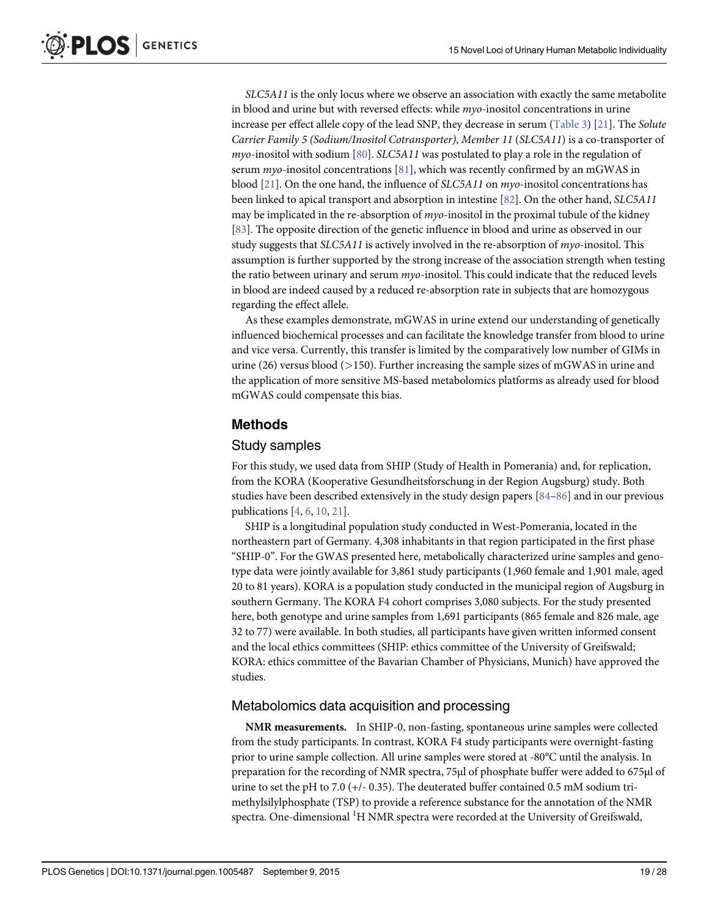*SLC5A11* is the only locus where we observe an association with exactly the same metabolite in blood and urine but with reversed effects: while *myo*-inositol concentrations in urine increase per effect allele copy of the lead SNP, they decrease in serum (Table 3) [21]. The *Solute Carrier Family 5 (Sodium/Inositol Cotransporter), Member 11* (*SLC5A11*) is a co-transporter of *myo*-inositol with sodium [80]. *SLC5A11* was postulated to play a role in the regulation of serum *myo*-inositol concentrations [81], which was recently confirmed by an mGWAS in blood [21]. On the one hand, the influence of *SLC5A11* on *myo*-inositol concentrations has been linked to apical transport and absorption in intestine [82]. On the other hand, *SLC5A11* may be implicated in the re-absorption of *myo*-inositol in the proximal tubule of the kidney [83]. The opposite direction of the genetic influence in blood and urine as observed in our study suggests that *SLC5A11* is actively involved in the re-absorption of *myo*-inositol. This assumption is further supported by the strong increase of the association strength when testing the ratio between urinary and serum *myo*-inositol. This could indicate that the reduced levels in blood are indeed caused by a reduced re-absorption rate in subjects that are homozygous regarding the effect allele.

As these examples demonstrate, mGWAS in urine extend our understanding of genetically influenced biochemical processes and can facilitate the knowledge transfer from blood to urine and vice versa. Currently, this transfer is limited by the comparatively low number of GIMs in urine (26) versus blood (>150). Further increasing the sample sizes of mGWAS in urine and the application of more sensitive MS-based metabolomics platforms as already used for blood mGWAS could compensate this bias.

## Methods

### Study samples

For this study, we used data from SHIP (Study of Health in Pomerania) and, for replication, from the KORA (Kooperative Gesundheitsforschung in der Region Augsburg) study. Both studies have been described extensively in the study design papers [84–86] and in our previous publications [4, 6, 10, 21].

SHIP is a longitudinal population study conducted in West-Pomerania, located in the northeastern part of Germany. 4,308 inhabitants in that region participated in the first phase "SHIP-0". For the GWAS presented here, metabolically characterized urine samples and genotype data were jointly available for 3,861 study participants (1,960 female and 1,901 male, aged 20 to 81 years). KORA is a population study conducted in the municipal region of Augsburg in southern Germany. The KORA F4 cohort comprises 3,080 subjects. For the study presented here, both genotype and urine samples from 1,691 participants (865 female and 826 male, age 32 to 77) were available. In both studies, all participants have given written informed consent and the local ethics committees (SHIP: ethics committee of the University of Greifswald; KORA: ethics committee of the Bavarian Chamber of Physicians, Munich) have approved the studies.

### Metabolomics data acquisition and processing

**NMR measurements.** In SHIP-0, non-fasting, spontaneous urine samples were collected from the study participants. In contrast, KORA F4 study participants were overnight-fasting prior to urine sample collection. All urine samples were stored at -80°C until the analysis. In preparation for the recording of NMR spectra, 75μl of phosphate buffer were added to 675μl of urine to set the pH to 7.0 (+/- 0.35). The deuterated buffer contained 0.5 mM sodium trimethylsilylphosphate (TSP) to provide a reference substance for the annotation of the NMR spectra. One-dimensional $^1$H NMR spectra were recorded at the University of Greifswald,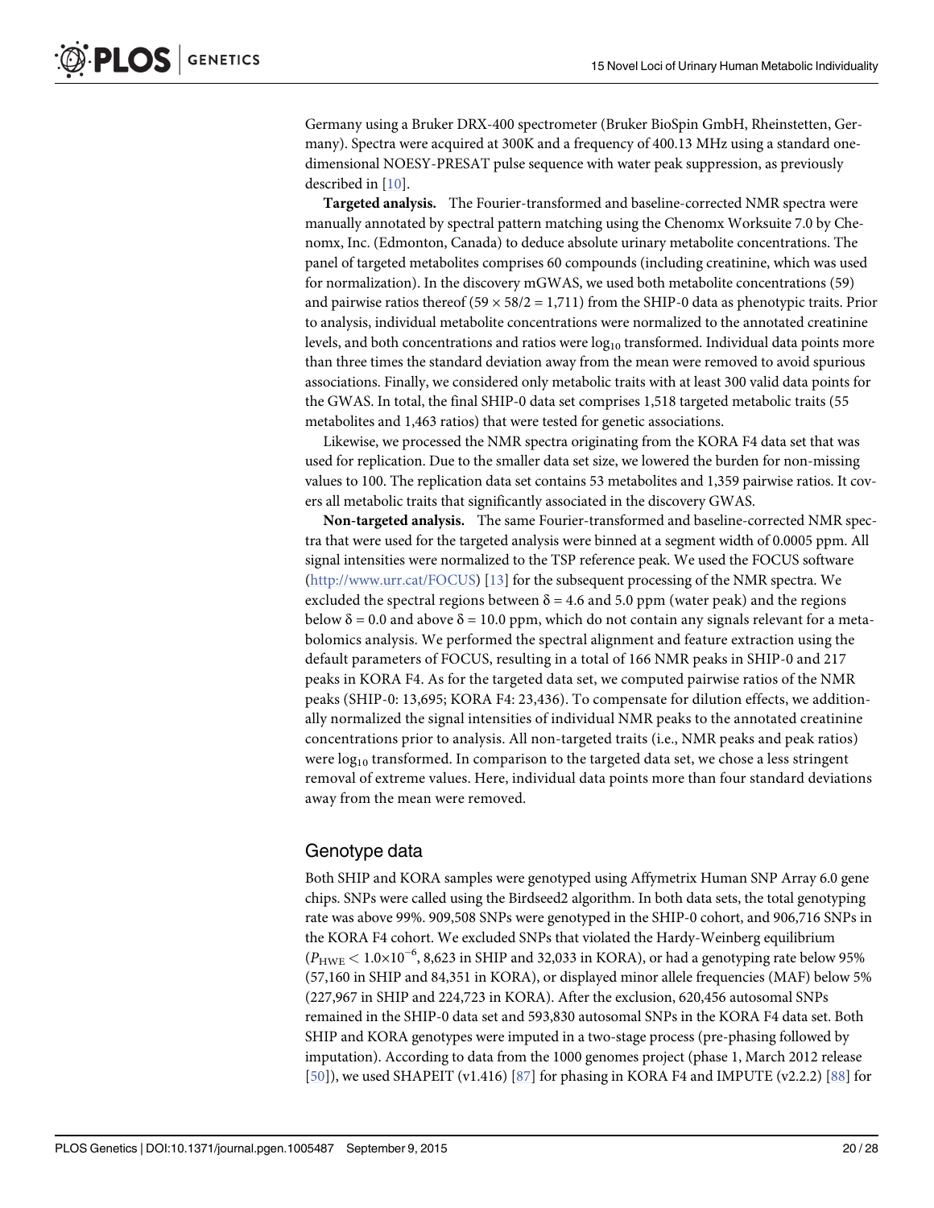Germany using a Bruker DRX-400 spectrometer (Bruker BioSpin GmbH, Rheinstetten, Germany). Spectra were acquired at 300K and a frequency of 400.13 MHz using a standard one-dimensional NOESY-PRESAT pulse sequence with water peak suppression, as previously described in [10].

**Targeted analysis.** The Fourier-transformed and baseline-corrected NMR spectra were manually annotated by spectral pattern matching using the Chenomx Worksuite 7.0 by Chenomx, Inc. (Edmonton, Canada) to deduce absolute urinary metabolite concentrations. The panel of targeted metabolites comprises 60 compounds (including creatinine, which was used for normalization). In the discovery mGWAS, we used both metabolite concentrations (59) and pairwise ratios thereof ($59 \times 58/2 = 1{,}711$) from the SHIP-0 data as phenotypic traits. Prior to analysis, individual metabolite concentrations were normalized to the annotated creatinine levels, and both concentrations and ratios were $\log_{10}$ transformed. Individual data points more than three times the standard deviation away from the mean were removed to avoid spurious associations. Finally, we considered only metabolic traits with at least 300 valid data points for the GWAS. In total, the final SHIP-0 data set comprises 1,518 targeted metabolic traits (55 metabolites and 1,463 ratios) that were tested for genetic associations.

Likewise, we processed the NMR spectra originating from the KORA F4 data set that was used for replication. Due to the smaller data set size, we lowered the burden for non-missing values to 100. The replication data set contains 53 metabolites and 1,359 pairwise ratios. It covers all metabolic traits that significantly associated in the discovery GWAS.

**Non-targeted analysis.** The same Fourier-transformed and baseline-corrected NMR spectra that were used for the targeted analysis were binned at a segment width of 0.0005 ppm. All signal intensities were normalized to the TSP reference peak. We used the FOCUS software (http://www.urr.cat/FOCUS) [13] for the subsequent processing of the NMR spectra. We excluded the spectral regions between $\delta = 4.6$ and $5.0$ ppm (water peak) and the regions below $\delta = 0.0$ and above $\delta = 10.0$ ppm, which do not contain any signals relevant for a metabolomics analysis. We performed the spectral alignment and feature extraction using the default parameters of FOCUS, resulting in a total of 166 NMR peaks in SHIP-0 and 217 peaks in KORA F4. As for the targeted data set, we computed pairwise ratios of the NMR peaks (SHIP-0: 13,695; KORA F4: 23,436). To compensate for dilution effects, we additionally normalized the signal intensities of individual NMR peaks to the annotated creatinine concentrations prior to analysis. All non-targeted traits (i.e., NMR peaks and peak ratios) were $\log_{10}$ transformed. In comparison to the targeted data set, we chose a less stringent removal of extreme values. Here, individual data points more than four standard deviations away from the mean were removed.

## Genotype data

Both SHIP and KORA samples were genotyped using Affymetrix Human SNP Array 6.0 gene chips. SNPs were called using the Birdseed2 algorithm. In both data sets, the total genotyping rate was above 99%. 909,508 SNPs were genotyped in the SHIP-0 cohort, and 906,716 SNPs in the KORA F4 cohort. We excluded SNPs that violated the Hardy-Weinberg equilibrium ($P_{HWE} < 1.0 \times 10^{-6}$, 8,623 in SHIP and 32,033 in KORA), or had a genotyping rate below 95% (57,160 in SHIP and 84,351 in KORA), or displayed minor allele frequencies (MAF) below 5% (227,967 in SHIP and 224,723 in KORA). After the exclusion, 620,456 autosomal SNPs remained in the SHIP-0 data set and 593,830 autosomal SNPs in the KORA F4 data set. Both SHIP and KORA genotypes were imputed in a two-stage process (pre-phasing followed by imputation). According to data from the 1000 genomes project (phase 1, March 2012 release [50]), we used SHAPEIT (v1.416) [87] for phasing in KORA F4 and IMPUTE (v2.2.2) [88] for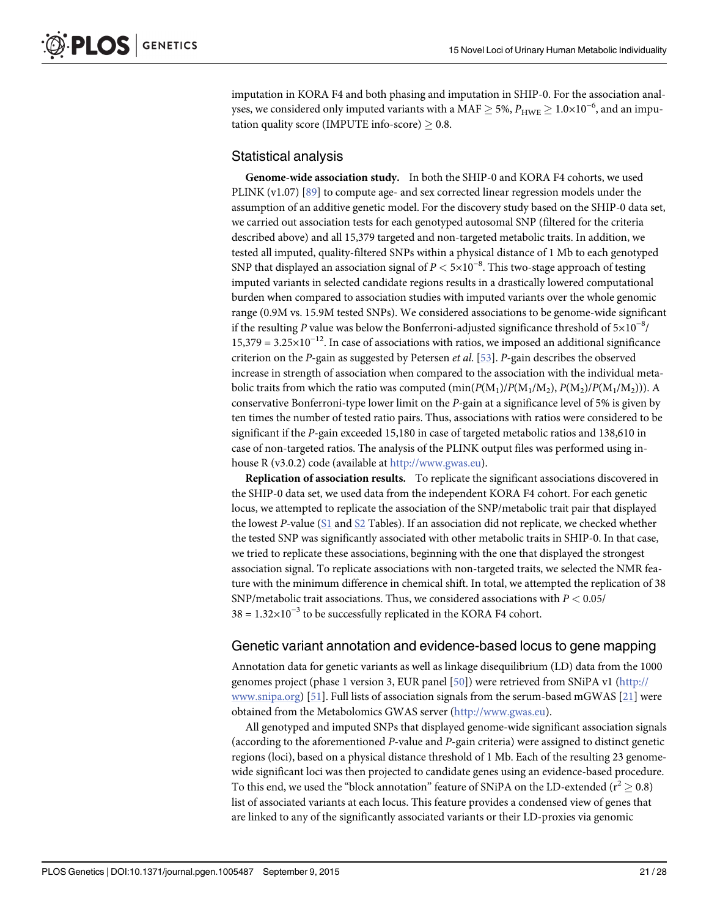imputation in KORA F4 and both phasing and imputation in SHIP-0. For the association analyses, we considered only imputed variants with a MAF $\geq$ 5%, $P_{\text{HWE}} \geq 1.0\times10^{-6}$, and an imputation quality score (IMPUTE info-score) $\geq$ 0.8.

## Statistical analysis

**Genome-wide association study.** In both the SHIP-0 and KORA F4 cohorts, we used PLINK (v1.07) [89] to compute age- and sex corrected linear regression models under the assumption of an additive genetic model. For the discovery study based on the SHIP-0 data set, we carried out association tests for each genotyped autosomal SNP (filtered for the criteria described above) and all 15,379 targeted and non-targeted metabolic traits. In addition, we tested all imputed, quality-filtered SNPs within a physical distance of 1 Mb to each genotyped SNP that displayed an association signal of $P < 5\times10^{-8}$. This two-stage approach of testing imputed variants in selected candidate regions results in a drastically lowered computational burden when compared to association studies with imputed variants over the whole genomic range (0.9M vs. 15.9M tested SNPs). We considered associations to be genome-wide significant if the resulting *P* value was below the Bonferroni-adjusted significance threshold of $5\times10^{-8}/15{,}379 = 3.25\times10^{-12}$. In case of associations with ratios, we imposed an additional significance criterion on the *P*-gain as suggested by Petersen *et al.* [53]. *P*-gain describes the observed increase in strength of association when compared to the association with the individual metabolic traits from which the ratio was computed ($\min(P(M_1)/P(M_1/M_2), P(M_2)/P(M_1/M_2))$). A conservative Bonferroni-type lower limit on the *P*-gain at a significance level of 5% is given by ten times the number of tested ratio pairs. Thus, associations with ratios were considered to be significant if the *P*-gain exceeded 15,180 in case of targeted metabolic ratios and 138,610 in case of non-targeted ratios. The analysis of the PLINK output files was performed using in-house R (v3.0.2) code (available at http://www.gwas.eu).

**Replication of association results.** To replicate the significant associations discovered in the SHIP-0 data set, we used data from the independent KORA F4 cohort. For each genetic locus, we attempted to replicate the association of the SNP/metabolic trait pair that displayed the lowest *P*-value (S1 and S2 Tables). If an association did not replicate, we checked whether the tested SNP was significantly associated with other metabolic traits in SHIP-0. In that case, we tried to replicate these associations, beginning with the one that displayed the strongest association signal. To replicate associations with non-targeted traits, we selected the NMR feature with the minimum difference in chemical shift. In total, we attempted the replication of 38 SNP/metabolic trait associations. Thus, we considered associations with $P < 0.05/38 = 1.32\times10^{-3}$ to be successfully replicated in the KORA F4 cohort.

## Genetic variant annotation and evidence-based locus to gene mapping

Annotation data for genetic variants as well as linkage disequilibrium (LD) data from the 1000 genomes project (phase 1 version 3, EUR panel [50]) were retrieved from SNiPA v1 (http://www.snipa.org) [51]. Full lists of association signals from the serum-based mGWAS [21] were obtained from the Metabolomics GWAS server (http://www.gwas.eu).

All genotyped and imputed SNPs that displayed genome-wide significant association signals (according to the aforementioned *P*-value and *P*-gain criteria) were assigned to distinct genetic regions (loci), based on a physical distance threshold of 1 Mb. Each of the resulting 23 genome-wide significant loci was then projected to candidate genes using an evidence-based procedure. To this end, we used the "block annotation" feature of SNiPA on the LD-extended ($r^2 \geq 0.8$) list of associated variants at each locus. This feature provides a condensed view of genes that are linked to any of the significantly associated variants or their LD-proxies via genomic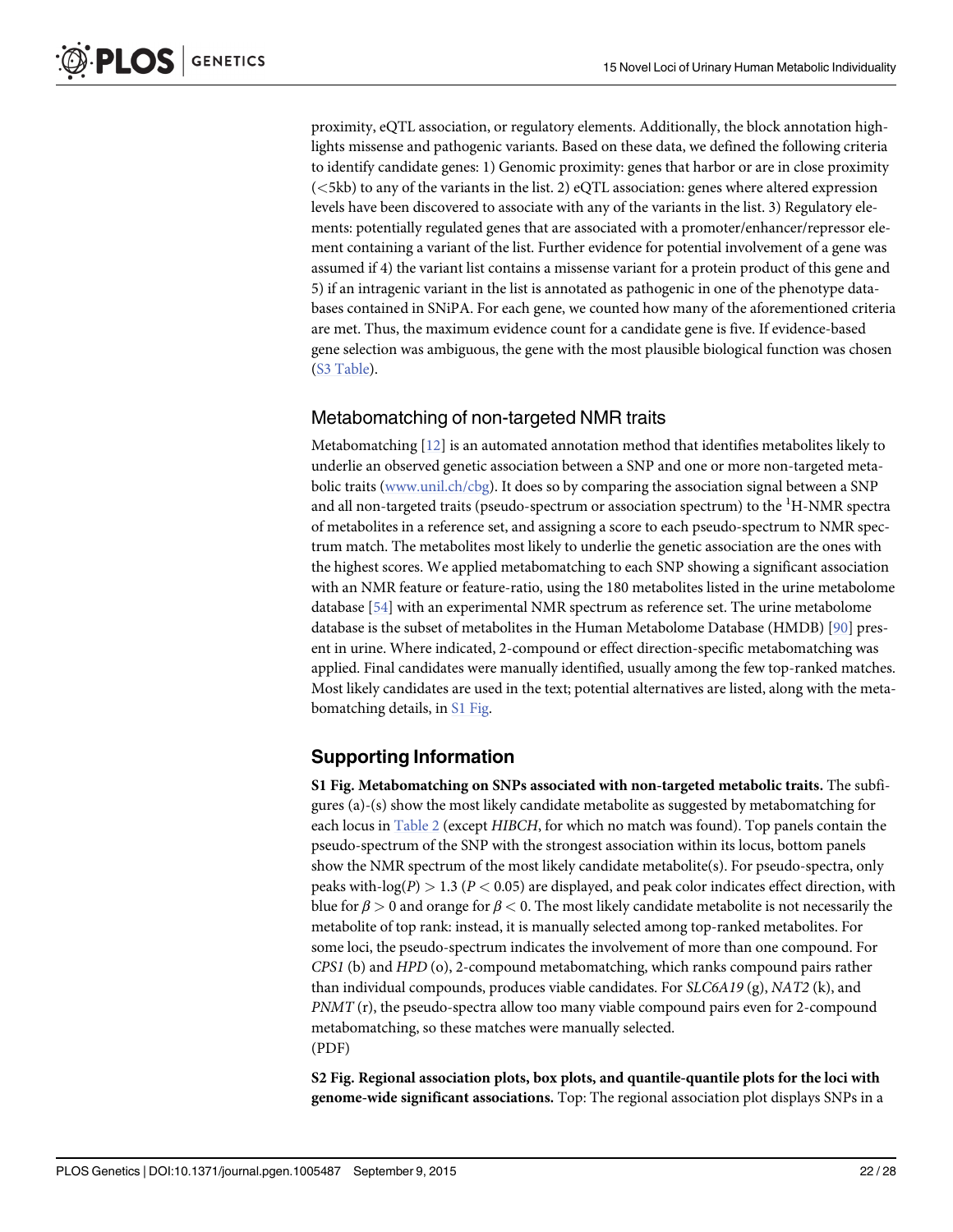proximity, eQTL association, or regulatory elements. Additionally, the block annotation highlights missense and pathogenic variants. Based on these data, we defined the following criteria to identify candidate genes: 1) Genomic proximity: genes that harbor or are in close proximity (<5kb) to any of the variants in the list. 2) eQTL association: genes where altered expression levels have been discovered to associate with any of the variants in the list. 3) Regulatory elements: potentially regulated genes that are associated with a promoter/enhancer/repressor element containing a variant of the list. Further evidence for potential involvement of a gene was assumed if 4) the variant list contains a missense variant for a protein product of this gene and 5) if an intragenic variant in the list is annotated as pathogenic in one of the phenotype databases contained in SNiPA. For each gene, we counted how many of the aforementioned criteria are met. Thus, the maximum evidence count for a candidate gene is five. If evidence-based gene selection was ambiguous, the gene with the most plausible biological function was chosen (S3 Table).

## Metabomatching of non-targeted NMR traits

Metabomatching [12] is an automated annotation method that identifies metabolites likely to underlie an observed genetic association between a SNP and one or more non-targeted metabolic traits (www.unil.ch/cbg). It does so by comparing the association signal between a SNP and all non-targeted traits (pseudo-spectrum or association spectrum) to the $^{1}$H-NMR spectra of metabolites in a reference set, and assigning a score to each pseudo-spectrum to NMR spectrum match. The metabolites most likely to underlie the genetic association are the ones with the highest scores. We applied metabomatching to each SNP showing a significant association with an NMR feature or feature-ratio, using the 180 metabolites listed in the urine metabolome database [54] with an experimental NMR spectrum as reference set. The urine metabolome database is the subset of metabolites in the Human Metabolome Database (HMDB) [90] present in urine. Where indicated, 2-compound or effect direction-specific metabomatching was applied. Final candidates were manually identified, usually among the few top-ranked matches. Most likely candidates are used in the text; potential alternatives are listed, along with the metabomatching details, in S1 Fig.

## Supporting Information

**S1 Fig. Metabomatching on SNPs associated with non-targeted metabolic traits.** The subfigures (a)-(s) show the most likely candidate metabolite as suggested by metabomatching for each locus in Table 2 (except *HIBCH*, for which no match was found). Top panels contain the pseudo-spectrum of the SNP with the strongest association within its locus, bottom panels show the NMR spectrum of the most likely candidate metabolite(s). For pseudo-spectra, only peaks with-log($P$) > 1.3 ($P < 0.05$) are displayed, and peak color indicates effect direction, with blue for $\beta > 0$ and orange for $\beta < 0$. The most likely candidate metabolite is not necessarily the metabolite of top rank: instead, it is manually selected among top-ranked metabolites. For some loci, the pseudo-spectrum indicates the involvement of more than one compound. For *CPS1* (b) and *HPD* (o), 2-compound metabomatching, which ranks compound pairs rather than individual compounds, produces viable candidates. For *SLC6A19* (g), *NAT2* (k), and *PNMT* (r), the pseudo-spectra allow too many viable compound pairs even for 2-compound metabomatching, so these matches were manually selected.
(PDF)

**S2 Fig. Regional association plots, box plots, and quantile-quantile plots for the loci with genome-wide significant associations.** Top: The regional association plot displays SNPs in a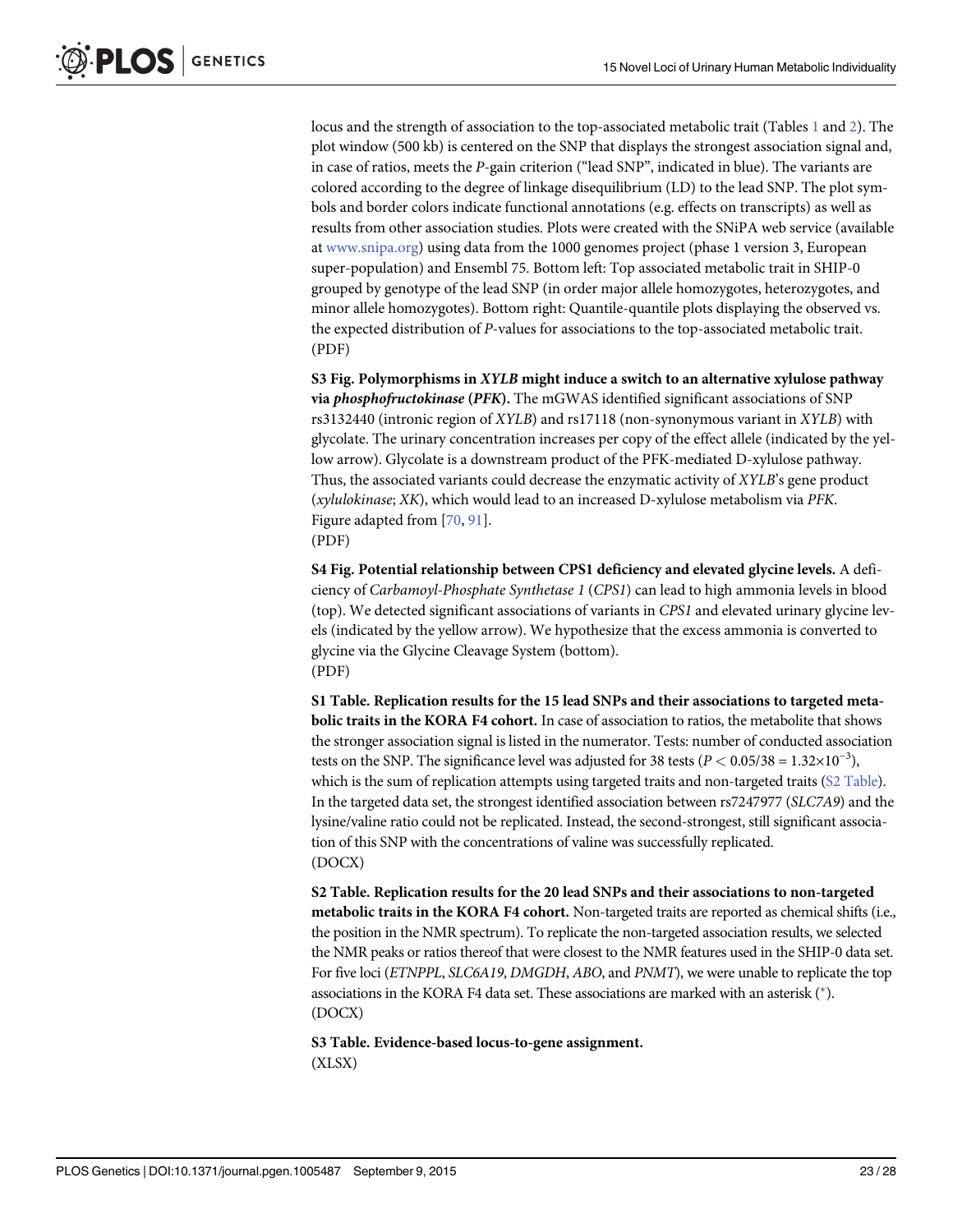locus and the strength of association to the top-associated metabolic trait (Tables 1 and 2). The plot window (500 kb) is centered on the SNP that displays the strongest association signal and, in case of ratios, meets the *P*-gain criterion ("lead SNP", indicated in blue). The variants are colored according to the degree of linkage disequilibrium (LD) to the lead SNP. The plot symbols and border colors indicate functional annotations (e.g. effects on transcripts) as well as results from other association studies. Plots were created with the SNiPA web service (available at www.snipa.org) using data from the 1000 genomes project (phase 1 version 3, European super-population) and Ensembl 75. Bottom left: Top associated metabolic trait in SHIP-0 grouped by genotype of the lead SNP (in order major allele homozygotes, heterozygotes, and minor allele homozygotes). Bottom right: Quantile-quantile plots displaying the observed vs. the expected distribution of *P*-values for associations to the top-associated metabolic trait.
(PDF)

**S3 Fig. Polymorphisms in *XYLB* might induce a switch to an alternative xylulose pathway via *phosphofructokinase* (*PFK*).** The mGWAS identified significant associations of SNP rs3132440 (intronic region of *XYLB*) and rs17118 (non-synonymous variant in *XYLB*) with glycolate. The urinary concentration increases per copy of the effect allele (indicated by the yellow arrow). Glycolate is a downstream product of the PFK-mediated D-xylulose pathway. Thus, the associated variants could decrease the enzymatic activity of *XYLB*'s gene product (*xylulokinase*; *XK*), which would lead to an increased D-xylulose metabolism via *PFK*. Figure adapted from [70, 91].
(PDF)

**S4 Fig. Potential relationship between CPS1 deficiency and elevated glycine levels.** A deficiency of *Carbamoyl-Phosphate Synthetase 1* (*CPS1*) can lead to high ammonia levels in blood (top). We detected significant associations of variants in *CPS1* and elevated urinary glycine levels (indicated by the yellow arrow). We hypothesize that the excess ammonia is converted to glycine via the Glycine Cleavage System (bottom).
(PDF)

**S1 Table. Replication results for the 15 lead SNPs and their associations to targeted metabolic traits in the KORA F4 cohort.** In case of association to ratios, the metabolite that shows the stronger association signal is listed in the numerator. Tests: number of conducted association tests on the SNP. The significance level was adjusted for 38 tests ($P < 0.05/38 = 1.32{\times}10^{-3}$), which is the sum of replication attempts using targeted traits and non-targeted traits (S2 Table). In the targeted data set, the strongest identified association between rs7247977 (*SLC7A9*) and the lysine/valine ratio could not be replicated. Instead, the second-strongest, still significant association of this SNP with the concentrations of valine was successfully replicated.
(DOCX)

**S2 Table. Replication results for the 20 lead SNPs and their associations to non-targeted metabolic traits in the KORA F4 cohort.** Non-targeted traits are reported as chemical shifts (i.e., the position in the NMR spectrum). To replicate the non-targeted association results, we selected the NMR peaks or ratios thereof that were closest to the NMR features used in the SHIP-0 data set. For five loci (*ETNPPL*, *SLC6A19*, *DMGDH*, *ABO*, and *PNMT*), we were unable to replicate the top associations in the KORA F4 data set. These associations are marked with an asterisk (*).
(DOCX)

**S3 Table. Evidence-based locus-to-gene assignment.**
(XLSX)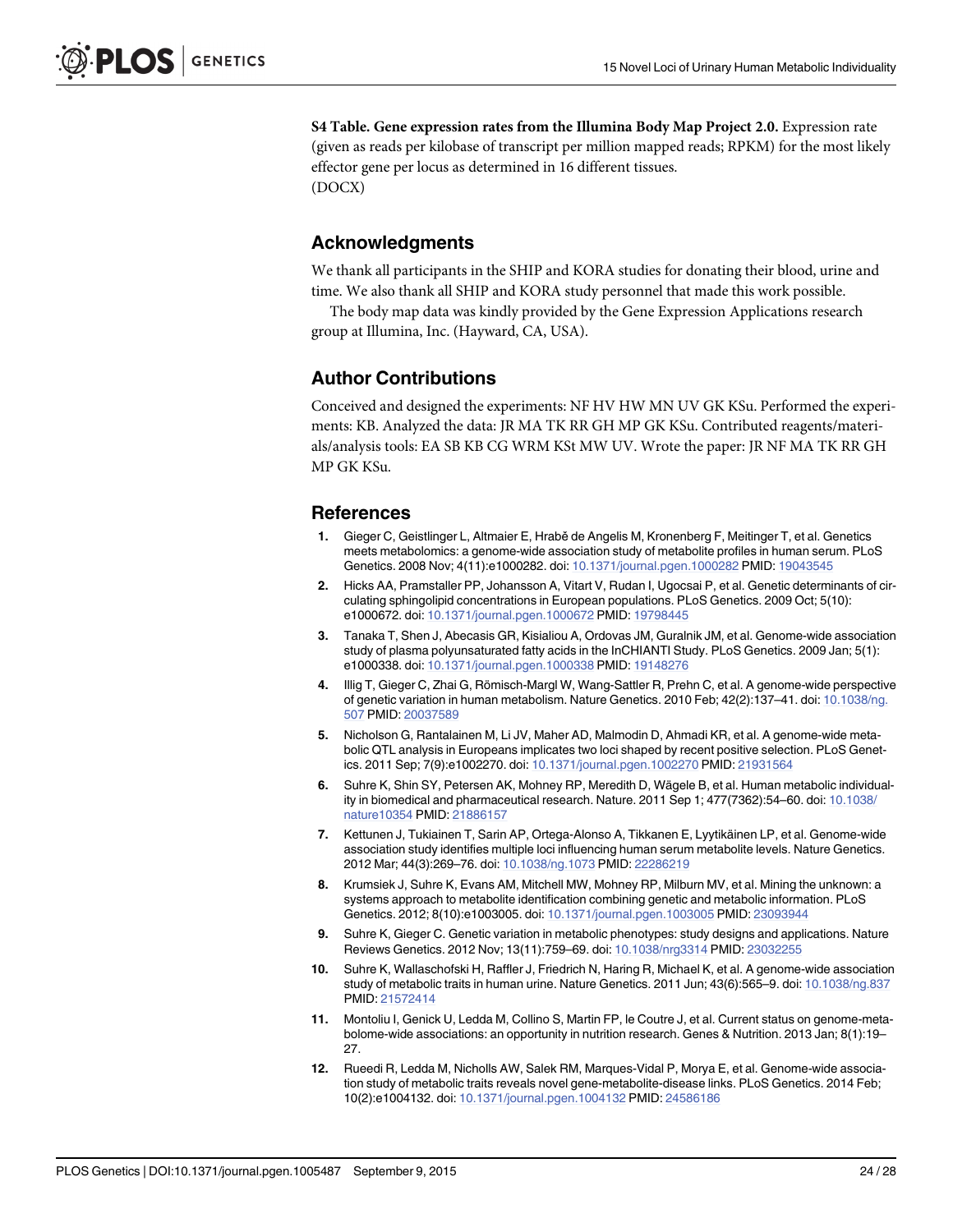**S4 Table. Gene expression rates from the Illumina Body Map Project 2.0.** Expression rate (given as reads per kilobase of transcript per million mapped reads; RPKM) for the most likely effector gene per locus as determined in 16 different tissues.
(DOCX)

## Acknowledgments

We thank all participants in the SHIP and KORA studies for donating their blood, urine and time. We also thank all SHIP and KORA study personnel that made this work possible.

The body map data was kindly provided by the Gene Expression Applications research group at Illumina, Inc. (Hayward, CA, USA).

## Author Contributions

Conceived and designed the experiments: NF HV HW MN UV GK KSu. Performed the experiments: KB. Analyzed the data: JR MA TK RR GH MP GK KSu. Contributed reagents/materials/analysis tools: EA SB KB CG WRM KSt MW UV. Wrote the paper: JR NF MA TK RR GH MP GK KSu.

## References

1. Gieger C, Geistlinger L, Altmaier E, Hrabě de Angelis M, Kronenberg F, Meitinger T, et al. Genetics meets metabolomics: a genome-wide association study of metabolite profiles in human serum. PLoS Genetics. 2008 Nov; 4(11):e1000282. doi: 10.1371/journal.pgen.1000282 PMID: 19043545
2. Hicks AA, Pramstaller PP, Johansson A, Vitart V, Rudan I, Ugocsai P, et al. Genetic determinants of circulating sphingolipid concentrations in European populations. PLoS Genetics. 2009 Oct; 5(10): e1000672. doi: 10.1371/journal.pgen.1000672 PMID: 19798445
3. Tanaka T, Shen J, Abecasis GR, Kisialiou A, Ordovas JM, Guralnik JM, et al. Genome-wide association study of plasma polyunsaturated fatty acids in the InCHIANTI Study. PLoS Genetics. 2009 Jan; 5(1): e1000338. doi: 10.1371/journal.pgen.1000338 PMID: 19148276
4. Illig T, Gieger C, Zhai G, Römisch-Margl W, Wang-Sattler R, Prehn C, et al. A genome-wide perspective of genetic variation in human metabolism. Nature Genetics. 2010 Feb; 42(2):137–41. doi: 10.1038/ng.507 PMID: 20037589
5. Nicholson G, Rantalainen M, Li JV, Maher AD, Malmodin D, Ahmadi KR, et al. A genome-wide metabolic QTL analysis in Europeans implicates two loci shaped by recent positive selection. PLoS Genetics. 2011 Sep; 7(9):e1002270. doi: 10.1371/journal.pgen.1002270 PMID: 21931564
6. Suhre K, Shin SY, Petersen AK, Mohney RP, Meredith D, Wägele B, et al. Human metabolic individuality in biomedical and pharmaceutical research. Nature. 2011 Sep 1; 477(7362):54–60. doi: 10.1038/nature10354 PMID: 21886157
7. Kettunen J, Tukiainen T, Sarin AP, Ortega-Alonso A, Tikkanen E, Lyytikäinen LP, et al. Genome-wide association study identifies multiple loci influencing human serum metabolite levels. Nature Genetics. 2012 Mar; 44(3):269–76. doi: 10.1038/ng.1073 PMID: 22286219
8. Krumsiek J, Suhre K, Evans AM, Mitchell MW, Mohney RP, Milburn MV, et al. Mining the unknown: a systems approach to metabolite identification combining genetic and metabolic information. PLoS Genetics. 2012; 8(10):e1003005. doi: 10.1371/journal.pgen.1003005 PMID: 23093944
9. Suhre K, Gieger C. Genetic variation in metabolic phenotypes: study designs and applications. Nature Reviews Genetics. 2012 Nov; 13(11):759–69. doi: 10.1038/nrg3314 PMID: 23032255
10. Suhre K, Wallaschofski H, Raffler J, Friedrich N, Haring R, Michael K, et al. A genome-wide association study of metabolic traits in human urine. Nature Genetics. 2011 Jun; 43(6):565–9. doi: 10.1038/ng.837 PMID: 21572414
11. Montoliu I, Genick U, Ledda M, Collino S, Martin FP, le Coutre J, et al. Current status on genome-metabolome-wide associations: an opportunity in nutrition research. Genes & Nutrition. 2013 Jan; 8(1):19–27.
12. Rueedi R, Ledda M, Nicholls AW, Salek RM, Marques-Vidal P, Morya E, et al. Genome-wide association study of metabolic traits reveals novel gene-metabolite-disease links. PLoS Genetics. 2014 Feb; 10(2):e1004132. doi: 10.1371/journal.pgen.1004132 PMID: 24586186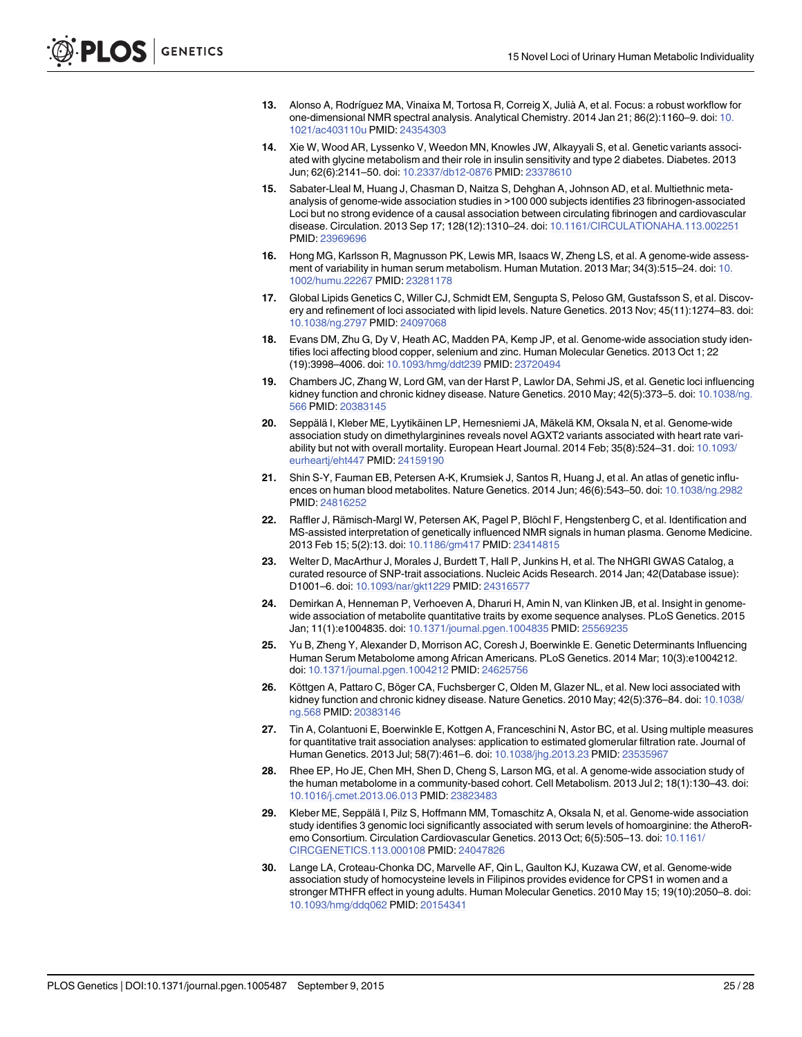13. Alonso A, Rodríguez MA, Vinaixa M, Tortosa R, Correig X, Julià A, et al. Focus: a robust workflow for one-dimensional NMR spectral analysis. Analytical Chemistry. 2014 Jan 21; 86(2):1160–9. doi: 10.1021/ac403110u PMID: 24354303

14. Xie W, Wood AR, Lyssenko V, Weedon MN, Knowles JW, Alkayyali S, et al. Genetic variants associated with glycine metabolism and their role in insulin sensitivity and type 2 diabetes. Diabetes. 2013 Jun; 62(6):2141–50. doi: 10.2337/db12-0876 PMID: 23378610

15. Sabater-Lleal M, Huang J, Chasman D, Naitza S, Dehghan A, Johnson AD, et al. Multiethnic meta-analysis of genome-wide association studies in >100 000 subjects identifies 23 fibrinogen-associated Loci but no strong evidence of a causal association between circulating fibrinogen and cardiovascular disease. Circulation. 2013 Sep 17; 128(12):1310–24. doi: 10.1161/CIRCULATIONAHA.113.002251 PMID: 23969696

16. Hong MG, Karlsson R, Magnusson PK, Lewis MR, Isaacs W, Zheng LS, et al. A genome-wide assessment of variability in human serum metabolism. Human Mutation. 2013 Mar; 34(3):515–24. doi: 10.1002/humu.22267 PMID: 23281178

17. Global Lipids Genetics C, Willer CJ, Schmidt EM, Sengupta S, Peloso GM, Gustafsson S, et al. Discovery and refinement of loci associated with lipid levels. Nature Genetics. 2013 Nov; 45(11):1274–83. doi: 10.1038/ng.2797 PMID: 24097068

18. Evans DM, Zhu G, Dy V, Heath AC, Madden PA, Kemp JP, et al. Genome-wide association study identifies loci affecting blood copper, selenium and zinc. Human Molecular Genetics. 2013 Oct 1; 22 (19):3998–4006. doi: 10.1093/hmg/ddt239 PMID: 23720494

19. Chambers JC, Zhang W, Lord GM, van der Harst P, Lawlor DA, Sehmi JS, et al. Genetic loci influencing kidney function and chronic kidney disease. Nature Genetics. 2010 May; 42(5):373–5. doi: 10.1038/ng.566 PMID: 20383145

20. Seppälä I, Kleber ME, Lyytikäinen LP, Hernesniemi JA, Mäkelä KM, Oksala N, et al. Genome-wide association study on dimethylarginines reveals novel AGXT2 variants associated with heart rate variability but not with overall mortality. European Heart Journal. 2014 Feb; 35(8):524–31. doi: 10.1093/eurheartj/eht447 PMID: 24159190

21. Shin S-Y, Fauman EB, Petersen A-K, Krumsiek J, Santos R, Huang J, et al. An atlas of genetic influences on human blood metabolites. Nature Genetics. 2014 Jun; 46(6):543–50. doi: 10.1038/ng.2982 PMID: 24816252

22. Raffler J, Römisch-Margl W, Petersen AK, Pagel P, Blöchl F, Hengstenberg C, et al. Identification and MS-assisted interpretation of genetically influenced NMR signals in human plasma. Genome Medicine. 2013 Feb 15; 5(2):13. doi: 10.1186/gm417 PMID: 23414815

23. Welter D, MacArthur J, Morales J, Burdett T, Hall P, Junkins H, et al. The NHGRI GWAS Catalog, a curated resource of SNP-trait associations. Nucleic Acids Research. 2014 Jan; 42(Database issue): D1001–6. doi: 10.1093/nar/gkt1229 PMID: 24316577

24. Demirkan A, Henneman P, Verhoeven A, Dharuri H, Amin N, van Klinken JB, et al. Insight in genome-wide association of metabolite quantitative traits by exome sequence analyses. PLoS Genetics. 2015 Jan; 11(1):e1004835. doi: 10.1371/journal.pgen.1004835 PMID: 25569235

25. Yu B, Zheng Y, Alexander D, Morrison AC, Coresh J, Boerwinkle E. Genetic Determinants Influencing Human Serum Metabolome among African Americans. PLoS Genetics. 2014 Mar; 10(3):e1004212. doi: 10.1371/journal.pgen.1004212 PMID: 24625756

26. Köttgen A, Pattaro C, Böger CA, Fuchsberger C, Olden M, Glazer NL, et al. New loci associated with kidney function and chronic kidney disease. Nature Genetics. 2010 May; 42(5):376–84. doi: 10.1038/ng.568 PMID: 20383146

27. Tin A, Colantuoni E, Boerwinkle E, Kottgen A, Franceschini N, Astor BC, et al. Using multiple measures for quantitative trait association analyses: application to estimated glomerular filtration rate. Journal of Human Genetics. 2013 Jul; 58(7):461–6. doi: 10.1038/jhg.2013.23 PMID: 23535967

28. Rhee EP, Ho JE, Chen MH, Shen D, Cheng S, Larson MG, et al. A genome-wide association study of the human metabolome in a community-based cohort. Cell Metabolism. 2013 Jul 2; 18(1):130–43. doi: 10.1016/j.cmet.2013.06.013 PMID: 23823483

29. Kleber ME, Seppälä I, Pilz S, Hoffmann MM, Tomaschitz A, Oksala N, et al. Genome-wide association study identifies 3 genomic loci significantly associated with serum levels of homoarginine: the AtheroRemo Consortium. Circulation Cardiovascular Genetics. 2013 Oct; 6(5):505–13. doi: 10.1161/CIRCGENETICS.113.000108 PMID: 24047826

30. Lange LA, Croteau-Chonka DC, Marvelle AF, Qin L, Gaulton KJ, Kuzawa CW, et al. Genome-wide association study of homocysteine levels in Filipinos provides evidence for CPS1 in women and a stronger MTHFR effect in young adults. Human Molecular Genetics. 2010 May 15; 19(10):2050–8. doi: 10.1093/hmg/ddq062 PMID: 20154341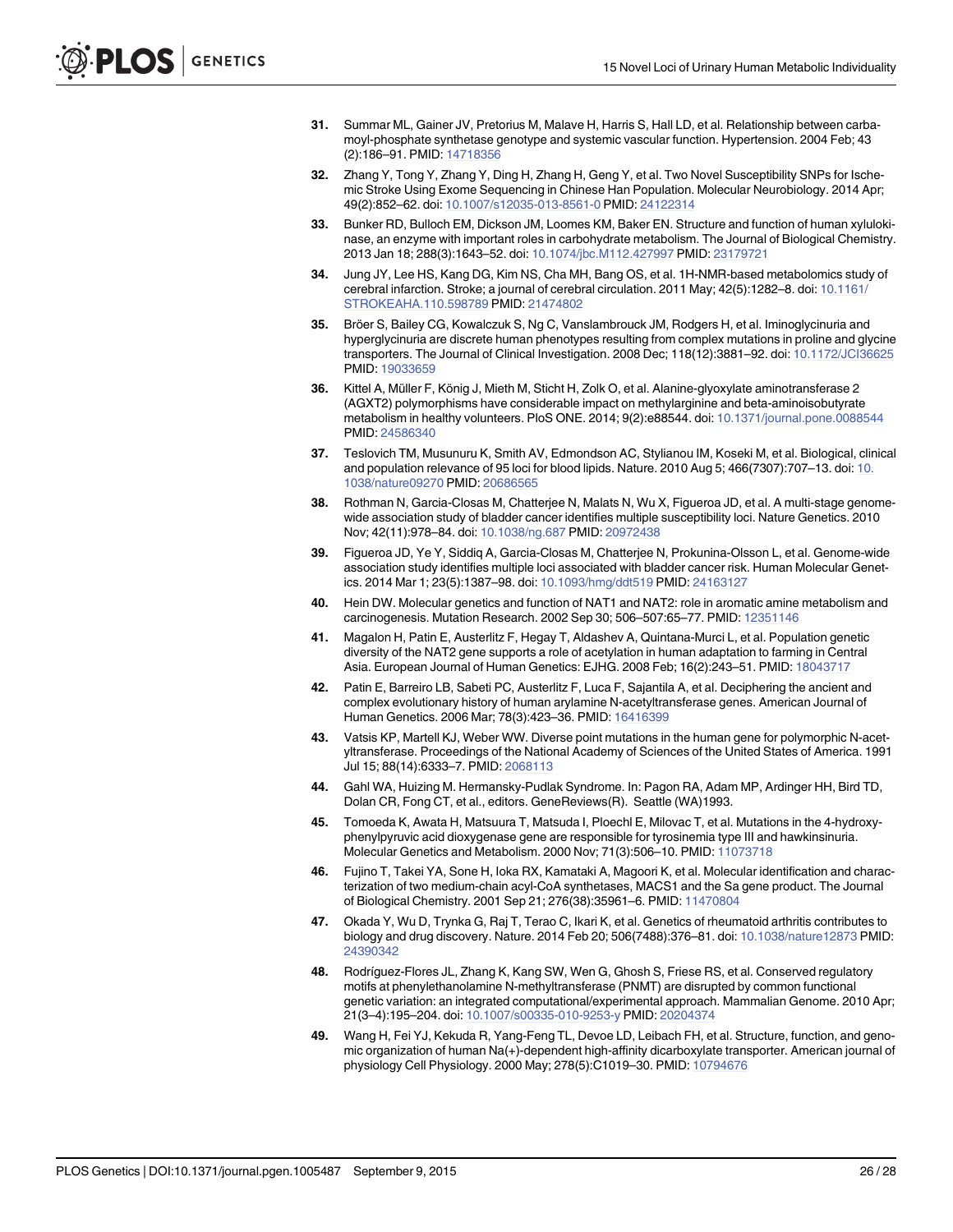31. Summar ML, Gainer JV, Pretorius M, Malave H, Harris S, Hall LD, et al. Relationship between carbamoyl-phosphate synthetase genotype and systemic vascular function. Hypertension. 2004 Feb; 43 (2):186–91. PMID: 14718356

32. Zhang Y, Tong Y, Zhang Y, Ding H, Zhang H, Geng Y, et al. Two Novel Susceptibility SNPs for Ischemic Stroke Using Exome Sequencing in Chinese Han Population. Molecular Neurobiology. 2014 Apr; 49(2):852–62. doi: 10.1007/s12035-013-8561-0 PMID: 24122314

33. Bunker RD, Bulloch EM, Dickson JM, Loomes KM, Baker EN. Structure and function of human xylulokinase, an enzyme with important roles in carbohydrate metabolism. The Journal of Biological Chemistry. 2013 Jan 18; 288(3):1643–52. doi: 10.1074/jbc.M112.427997 PMID: 23179721

34. Jung JY, Lee HS, Kang DG, Kim NS, Cha MH, Bang OS, et al. 1H-NMR-based metabolomics study of cerebral infarction. Stroke; a journal of cerebral circulation. 2011 May; 42(5):1282–8. doi: 10.1161/STROKEAHA.110.598789 PMID: 21474802

35. Bröer S, Bailey CG, Kowalczuk S, Ng C, Vanslambrouck JM, Rodgers H, et al. Iminoglycinuria and hyperglycinuria are discrete human phenotypes resulting from complex mutations in proline and glycine transporters. The Journal of Clinical Investigation. 2008 Dec; 118(12):3881–92. doi: 10.1172/JCI36625 PMID: 19033659

36. Kittel A, Müller F, König J, Mieth M, Sticht H, Zolk O, et al. Alanine-glyoxylate aminotransferase 2 (AGXT2) polymorphisms have considerable impact on methylarginine and beta-aminoisobutyrate metabolism in healthy volunteers. PloS ONE. 2014; 9(2):e88544. doi: 10.1371/journal.pone.0088544 PMID: 24586340

37. Teslovich TM, Musunuru K, Smith AV, Edmondson AC, Stylianou IM, Koseki M, et al. Biological, clinical and population relevance of 95 loci for blood lipids. Nature. 2010 Aug 5; 466(7307):707–13. doi: 10.1038/nature09270 PMID: 20686565

38. Rothman N, Garcia-Closas M, Chatterjee N, Malats N, Wu X, Figueroa JD, et al. A multi-stage genome-wide association study of bladder cancer identifies multiple susceptibility loci. Nature Genetics. 2010 Nov; 42(11):978–84. doi: 10.1038/ng.687 PMID: 20972438

39. Figueroa JD, Ye Y, Siddiq A, Garcia-Closas M, Chatterjee N, Prokunina-Olsson L, et al. Genome-wide association study identifies multiple loci associated with bladder cancer risk. Human Molecular Genetics. 2014 Mar 1; 23(5):1387–98. doi: 10.1093/hmg/ddt519 PMID: 24163127

40. Hein DW. Molecular genetics and function of NAT1 and NAT2: role in aromatic amine metabolism and carcinogenesis. Mutation Research. 2002 Sep 30; 506–507:65–77. PMID: 12351146

41. Magalon H, Patin E, Austerlitz F, Hegay T, Aldashev A, Quintana-Murci L, et al. Population genetic diversity of the NAT2 gene supports a role of acetylation in human adaptation to farming in Central Asia. European Journal of Human Genetics: EJHG. 2008 Feb; 16(2):243–51. PMID: 18043717

42. Patin E, Barreiro LB, Sabeti PC, Austerlitz F, Luca F, Sajantila A, et al. Deciphering the ancient and complex evolutionary history of human arylamine N-acetyltransferase genes. American Journal of Human Genetics. 2006 Mar; 78(3):423–36. PMID: 16416399

43. Vatsis KP, Martell KJ, Weber WW. Diverse point mutations in the human gene for polymorphic N-acetyltransferase. Proceedings of the National Academy of Sciences of the United States of America. 1991 Jul 15; 88(14):6333–7. PMID: 2068113

44. Gahl WA, Huizing M. Hermansky-Pudlak Syndrome. In: Pagon RA, Adam MP, Ardinger HH, Bird TD, Dolan CR, Fong CT, et al., editors. GeneReviews(R). Seattle (WA)1993.

45. Tomoeda K, Awata H, Matsuura T, Matsuda I, Ploechl E, Milovac T, et al. Mutations in the 4-hydroxyphenylpyruvic acid dioxygenase gene are responsible for tyrosinemia type III and hawkinsinuria. Molecular Genetics and Metabolism. 2000 Nov; 71(3):506–10. PMID: 11073718

46. Fujino T, Takei YA, Sone H, Ioka RX, Kamataki A, Magoori K, et al. Molecular identification and characterization of two medium-chain acyl-CoA synthetases, MACS1 and the Sa gene product. The Journal of Biological Chemistry. 2001 Sep 21; 276(38):35961–6. PMID: 11470804

47. Okada Y, Wu D, Trynka G, Raj T, Terao C, Ikari K, et al. Genetics of rheumatoid arthritis contributes to biology and drug discovery. Nature. 2014 Feb 20; 506(7488):376–81. doi: 10.1038/nature12873 PMID: 24390342

48. Rodríguez-Flores JL, Zhang K, Kang SW, Wen G, Ghosh S, Friese RS, et al. Conserved regulatory motifs at phenylethanolamine N-methyltransferase (PNMT) are disrupted by common functional genetic variation: an integrated computational/experimental approach. Mammalian Genome. 2010 Apr; 21(3–4):195–204. doi: 10.1007/s00335-010-9253-y PMID: 20204374

49. Wang H, Fei YJ, Kekuda R, Yang-Feng TL, Devoe LD, Leibach FH, et al. Structure, function, and genomic organization of human Na(+)-dependent high-affinity dicarboxylate transporter. American journal of physiology Cell Physiology. 2000 May; 278(5):C1019–30. PMID: 10794676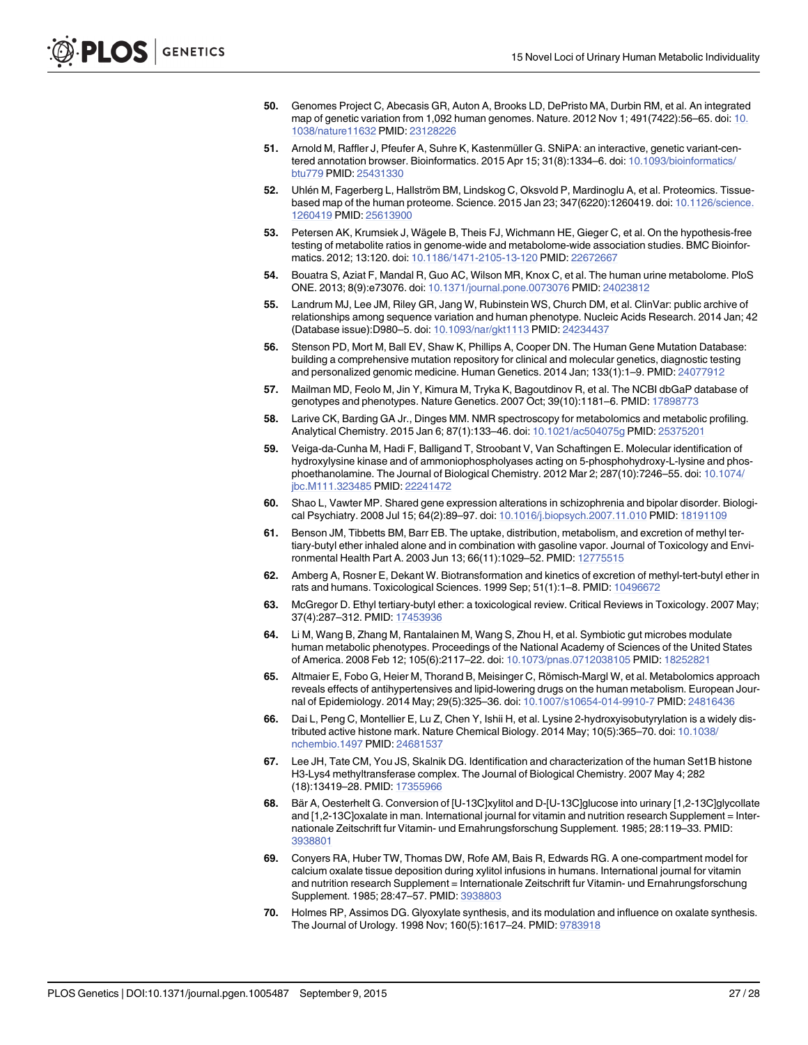50. Genomes Project C, Abecasis GR, Auton A, Brooks LD, DePristo MA, Durbin RM, et al. An integrated map of genetic variation from 1,092 human genomes. Nature. 2012 Nov 1; 491(7422):56–65. doi: 10.1038/nature11632 PMID: 23128226

51. Arnold M, Raffler J, Pfeufer A, Suhre K, Kastenmüller G. SNiPA: an interactive, genetic variant-centered annotation browser. Bioinformatics. 2015 Apr 15; 31(8):1334–6. doi: 10.1093/bioinformatics/btu779 PMID: 25431330

52. Uhlén M, Fagerberg L, Hallström BM, Lindskog C, Oksvold P, Mardinoglu A, et al. Proteomics. Tissue-based map of the human proteome. Science. 2015 Jan 23; 347(6220):1260419. doi: 10.1126/science.1260419 PMID: 25613900

53. Petersen AK, Krumsiek J, Wägele B, Theis FJ, Wichmann HE, Gieger C, et al. On the hypothesis-free testing of metabolite ratios in genome-wide and metabolome-wide association studies. BMC Bioinformatics. 2012; 13:120. doi: 10.1186/1471-2105-13-120 PMID: 22672667

54. Bouatra S, Aziat F, Mandal R, Guo AC, Wilson MR, Knox C, et al. The human urine metabolome. PloS ONE. 2013; 8(9):e73076. doi: 10.1371/journal.pone.0073076 PMID: 24023812

55. Landrum MJ, Lee JM, Riley GR, Jang W, Rubinstein WS, Church DM, et al. ClinVar: public archive of relationships among sequence variation and human phenotype. Nucleic Acids Research. 2014 Jan; 42 (Database issue):D980–5. doi: 10.1093/nar/gkt1113 PMID: 24234437

56. Stenson PD, Mort M, Ball EV, Shaw K, Phillips A, Cooper DN. The Human Gene Mutation Database: building a comprehensive mutation repository for clinical and molecular genetics, diagnostic testing and personalized genomic medicine. Human Genetics. 2014 Jan; 133(1):1–9. PMID: 24077912

57. Mailman MD, Feolo M, Jin Y, Kimura M, Tryka K, Bagoutdinov R, et al. The NCBI dbGaP database of genotypes and phenotypes. Nature Genetics. 2007 Oct; 39(10):1181–6. PMID: 17898773

58. Larive CK, Barding GA Jr., Dinges MM. NMR spectroscopy for metabolomics and metabolic profiling. Analytical Chemistry. 2015 Jan 6; 87(1):133–46. doi: 10.1021/ac504075g PMID: 25375201

59. Veiga-da-Cunha M, Hadi F, Balligand T, Stroobant V, Van Schaftingen E. Molecular identification of hydroxylysine kinase and of ammoniophospholyases acting on 5-phosphohydroxy-L-lysine and phosphoethanolamine. The Journal of Biological Chemistry. 2012 Mar 2; 287(10):7246–55. doi: 10.1074/jbc.M111.323485 PMID: 22241472

60. Shao L, Vawter MP. Shared gene expression alterations in schizophrenia and bipolar disorder. Biological Psychiatry. 2008 Jul 15; 64(2):89–97. doi: 10.1016/j.biopsych.2007.11.010 PMID: 18191109

61. Benson JM, Tibbetts BM, Barr EB. The uptake, distribution, metabolism, and excretion of methyl tertiary-butyl ether inhaled alone and in combination with gasoline vapor. Journal of Toxicology and Environmental Health Part A. 2003 Jun 13; 66(11):1029–52. PMID: 12775515

62. Amberg A, Rosner E, Dekant W. Biotransformation and kinetics of excretion of methyl-tert-butyl ether in rats and humans. Toxicological Sciences. 1999 Sep; 51(1):1–8. PMID: 10496672

63. McGregor D. Ethyl tertiary-butyl ether: a toxicological review. Critical Reviews in Toxicology. 2007 May; 37(4):287–312. PMID: 17453936

64. Li M, Wang B, Zhang M, Rantalainen M, Wang S, Zhou H, et al. Symbiotic gut microbes modulate human metabolic phenotypes. Proceedings of the National Academy of Sciences of the United States of America. 2008 Feb 12; 105(6):2117–22. doi: 10.1073/pnas.0712038105 PMID: 18252821

65. Altmaier E, Fobo G, Heier M, Thorand B, Meisinger C, Römisch-Margl W, et al. Metabolomics approach reveals effects of antihypertensives and lipid-lowering drugs on the human metabolism. European Journal of Epidemiology. 2014 May; 29(5):325–36. doi: 10.1007/s10654-014-9910-7 PMID: 24816436

66. Dai L, Peng C, Montellier E, Lu Z, Chen Y, Ishii H, et al. Lysine 2-hydroxyisobutyrylation is a widely distributed active histone mark. Nature Chemical Biology. 2014 May; 10(5):365–70. doi: 10.1038/nchembio.1497 PMID: 24681537

67. Lee JH, Tate CM, You JS, Skalnik DG. Identification and characterization of the human Set1B histone H3-Lys4 methyltransferase complex. The Journal of Biological Chemistry. 2007 May 4; 282 (18):13419–28. PMID: 17355966

68. Bär A, Oesterhelt G. Conversion of [U-13C]xylitol and D-[U-13C]glucose into urinary [1,2-13C]glycollate and [1,2-13C]oxalate in man. International journal for vitamin and nutrition research Supplement = Internationale Zeitschrift fur Vitamin- und Ernahrungsforschung Supplement. 1985; 28:119–33. PMID: 3938801

69. Conyers RA, Huber TW, Thomas DW, Rofe AM, Bais R, Edwards RG. A one-compartment model for calcium oxalate tissue deposition during xylitol infusions in humans. International journal for vitamin and nutrition research Supplement = Internationale Zeitschrift fur Vitamin- und Ernahrungsforschung Supplement. 1985; 28:47–57. PMID: 3938803

70. Holmes RP, Assimos DG. Glyoxylate synthesis, and its modulation and influence on oxalate synthesis. The Journal of Urology. 1998 Nov; 160(5):1617–24. PMID: 9783918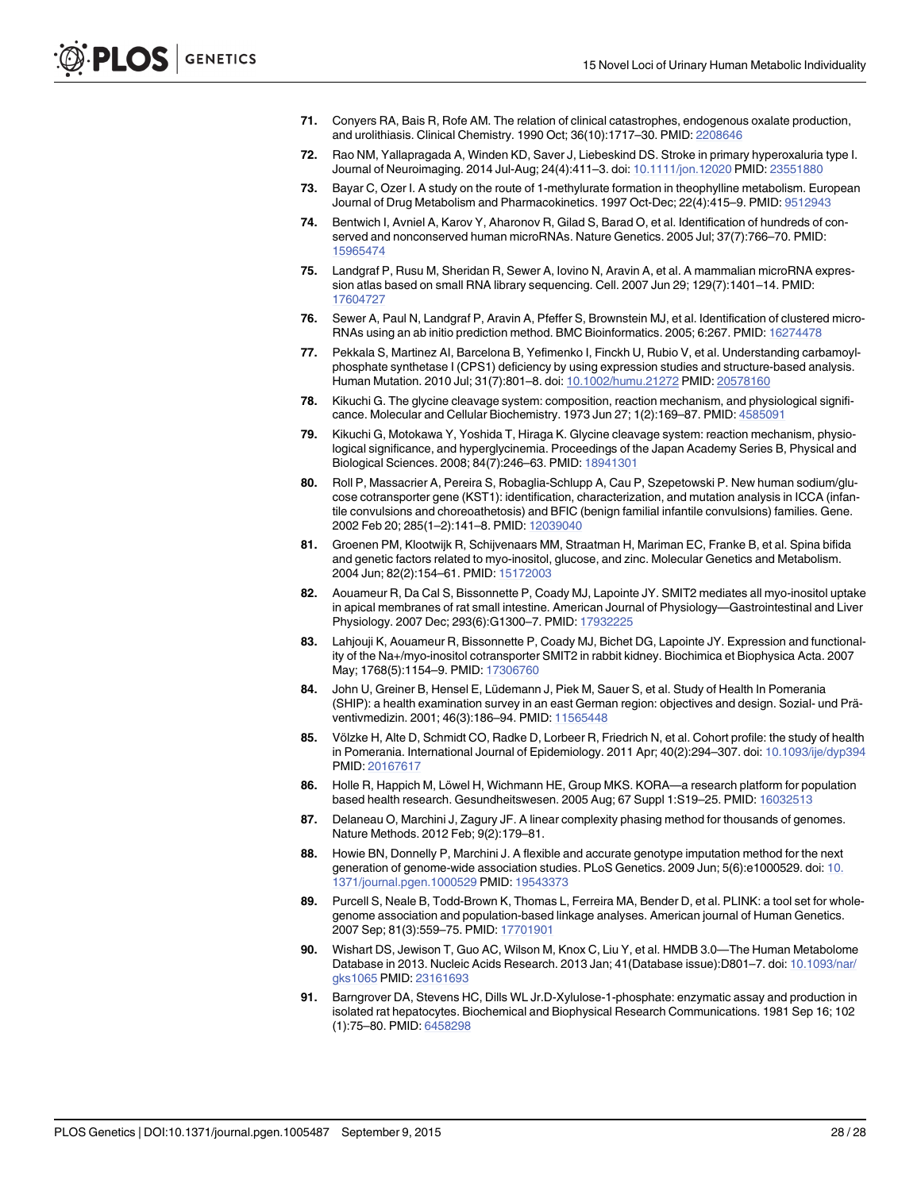71. Conyers RA, Bais R, Rofe AM. The relation of clinical catastrophes, endogenous oxalate production, and urolithiasis. Clinical Chemistry. 1990 Oct; 36(10):1717–30. PMID: 2208646

72. Rao NM, Yallapragada A, Winden KD, Saver J, Liebeskind DS. Stroke in primary hyperoxaluria type I. Journal of Neuroimaging. 2014 Jul-Aug; 24(4):411–3. doi: 10.1111/jon.12020 PMID: 23551880

73. Bayar C, Ozer I. A study on the route of 1-methylurate formation in theophylline metabolism. European Journal of Drug Metabolism and Pharmacokinetics. 1997 Oct-Dec; 22(4):415–9. PMID: 9512943

74. Bentwich I, Avniel A, Karov Y, Aharonov R, Gilad S, Barad O, et al. Identification of hundreds of conserved and nonconserved human microRNAs. Nature Genetics. 2005 Jul; 37(7):766–70. PMID: 15965474

75. Landgraf P, Rusu M, Sheridan R, Sewer A, Iovino N, Aravin A, et al. A mammalian microRNA expression atlas based on small RNA library sequencing. Cell. 2007 Jun 29; 129(7):1401–14. PMID: 17604727

76. Sewer A, Paul N, Landgraf P, Aravin A, Pfeffer S, Brownstein MJ, et al. Identification of clustered microRNAs using an ab initio prediction method. BMC Bioinformatics. 2005; 6:267. PMID: 16274478

77. Pekkala S, Martinez AI, Barcelona B, Yefimenko I, Finckh U, Rubio V, et al. Understanding carbamoyl-phosphate synthetase I (CPS1) deficiency by using expression studies and structure-based analysis. Human Mutation. 2010 Jul; 31(7):801–8. doi: 10.1002/humu.21272 PMID: 20578160

78. Kikuchi G. The glycine cleavage system: composition, reaction mechanism, and physiological significance. Molecular and Cellular Biochemistry. 1973 Jun 27; 1(2):169–87. PMID: 4585091

79. Kikuchi G, Motokawa Y, Yoshida T, Hiraga K. Glycine cleavage system: reaction mechanism, physiological significance, and hyperglycinemia. Proceedings of the Japan Academy Series B, Physical and Biological Sciences. 2008; 84(7):246–63. PMID: 18941301

80. Roll P, Massacrier A, Pereira S, Robaglia-Schlupp A, Cau P, Szepetowski P. New human sodium/glucose cotransporter gene (KST1): identification, characterization, and mutation analysis in ICCA (infantile convulsions and choreoathetosis) and BFIC (benign familial infantile convulsions) families. Gene. 2002 Feb 20; 285(1–2):141–8. PMID: 12039040

81. Groenen PM, Klootwijk R, Schijvenaars MM, Straatman H, Mariman EC, Franke B, et al. Spina bifida and genetic factors related to myo-inositol, glucose, and zinc. Molecular Genetics and Metabolism. 2004 Jun; 82(2):154–61. PMID: 15172003

82. Aouameur R, Da Cal S, Bissonnette P, Coady MJ, Lapointe JY. SMIT2 mediates all myo-inositol uptake in apical membranes of rat small intestine. American Journal of Physiology—Gastrointestinal and Liver Physiology. 2007 Dec; 293(6):G1300–7. PMID: 17932225

83. Lahjouji K, Aouameur R, Bissonnette P, Coady MJ, Bichet DG, Lapointe JY. Expression and functionality of the Na+/myo-inositol cotransporter SMIT2 in rabbit kidney. Biochimica et Biophysica Acta. 2007 May; 1768(5):1154–9. PMID: 17306760

84. John U, Greiner B, Hensel E, Lüdemann J, Piek M, Sauer S, et al. Study of Health In Pomerania (SHIP): a health examination survey in an east German region: objectives and design. Sozial- und Präventivmedizin. 2001; 46(3):186–94. PMID: 11565448

85. Völzke H, Alte D, Schmidt CO, Radke D, Lorbeer R, Friedrich N, et al. Cohort profile: the study of health in Pomerania. International Journal of Epidemiology. 2011 Apr; 40(2):294–307. doi: 10.1093/ije/dyp394 PMID: 20167617

86. Holle R, Happich M, Löwel H, Wichmann HE, Group MKS. KORA—a research platform for population based health research. Gesundheitswesen. 2005 Aug; 67 Suppl 1:S19–25. PMID: 16032513

87. Delaneau O, Marchini J, Zagury JF. A linear complexity phasing method for thousands of genomes. Nature Methods. 2012 Feb; 9(2):179–81.

88. Howie BN, Donnelly P, Marchini J. A flexible and accurate genotype imputation method for the next generation of genome-wide association studies. PLoS Genetics. 2009 Jun; 5(6):e1000529. doi: 10.1371/journal.pgen.1000529 PMID: 19543373

89. Purcell S, Neale B, Todd-Brown K, Thomas L, Ferreira MA, Bender D, et al. PLINK: a tool set for whole-genome association and population-based linkage analyses. American journal of Human Genetics. 2007 Sep; 81(3):559–75. PMID: 17701901

90. Wishart DS, Jewison T, Guo AC, Wilson M, Knox C, Liu Y, et al. HMDB 3.0—The Human Metabolome Database in 2013. Nucleic Acids Research. 2013 Jan; 41(Database issue):D801–7. doi: 10.1093/nar/gks1065 PMID: 23161693

91. Barngrover DA, Stevens HC, Dills WL Jr.D-Xylulose-1-phosphate: enzymatic assay and production in isolated rat hepatocytes. Biochemical and Biophysical Research Communications. 1981 Sep 16; 102(1):75–80. PMID: 6458298